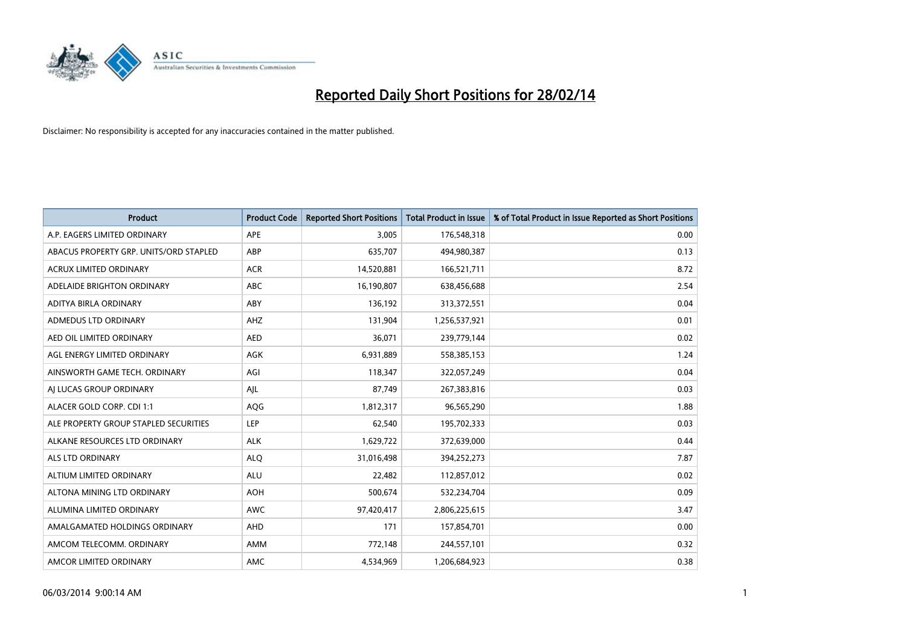# Reported Daily Short Positions for 28/02/14

Disclaimer: No responsibility is accepted for any inaccuracies contained in the matter published.

| Product | Product Code | Reported Short Positions | Total Product in Issue | % of Total Product in Issue Reported as Short Positions |
|---|---|---|---|---|
| A.P. EAGERS LIMITED ORDINARY | APE | 3,005 | 176,548,318 | 0.00 |
| ABACUS PROPERTY GRP. UNITS/ORD STAPLED | ABP | 635,707 | 494,980,387 | 0.13 |
| ACRUX LIMITED ORDINARY | ACR | 14,520,881 | 166,521,711 | 8.72 |
| ADELAIDE BRIGHTON ORDINARY | ABC | 16,190,807 | 638,456,688 | 2.54 |
| ADITYA BIRLA ORDINARY | ABY | 136,192 | 313,372,551 | 0.04 |
| ADMEDUS LTD ORDINARY | AHZ | 131,904 | 1,256,537,921 | 0.01 |
| AED OIL LIMITED ORDINARY | AED | 36,071 | 239,779,144 | 0.02 |
| AGL ENERGY LIMITED ORDINARY | AGK | 6,931,889 | 558,385,153 | 1.24 |
| AINSWORTH GAME TECH. ORDINARY | AGI | 118,347 | 322,057,249 | 0.04 |
| AJ LUCAS GROUP ORDINARY | AJL | 87,749 | 267,383,816 | 0.03 |
| ALACER GOLD CORP. CDI 1:1 | AQG | 1,812,317 | 96,565,290 | 1.88 |
| ALE PROPERTY GROUP STAPLED SECURITIES | LEP | 62,540 | 195,702,333 | 0.03 |
| ALKANE RESOURCES LTD ORDINARY | ALK | 1,629,722 | 372,639,000 | 0.44 |
| ALS LTD ORDINARY | ALQ | 31,016,498 | 394,252,273 | 7.87 |
| ALTIUM LIMITED ORDINARY | ALU | 22,482 | 112,857,012 | 0.02 |
| ALTONA MINING LTD ORDINARY | AOH | 500,674 | 532,234,704 | 0.09 |
| ALUMINA LIMITED ORDINARY | AWC | 97,420,417 | 2,806,225,615 | 3.47 |
| AMALGAMATED HOLDINGS ORDINARY | AHD | 171 | 157,854,701 | 0.00 |
| AMCOM TELECOMM. ORDINARY | AMM | 772,148 | 244,557,101 | 0.32 |
| AMCOR LIMITED ORDINARY | AMC | 4,534,969 | 1,206,684,923 | 0.38 |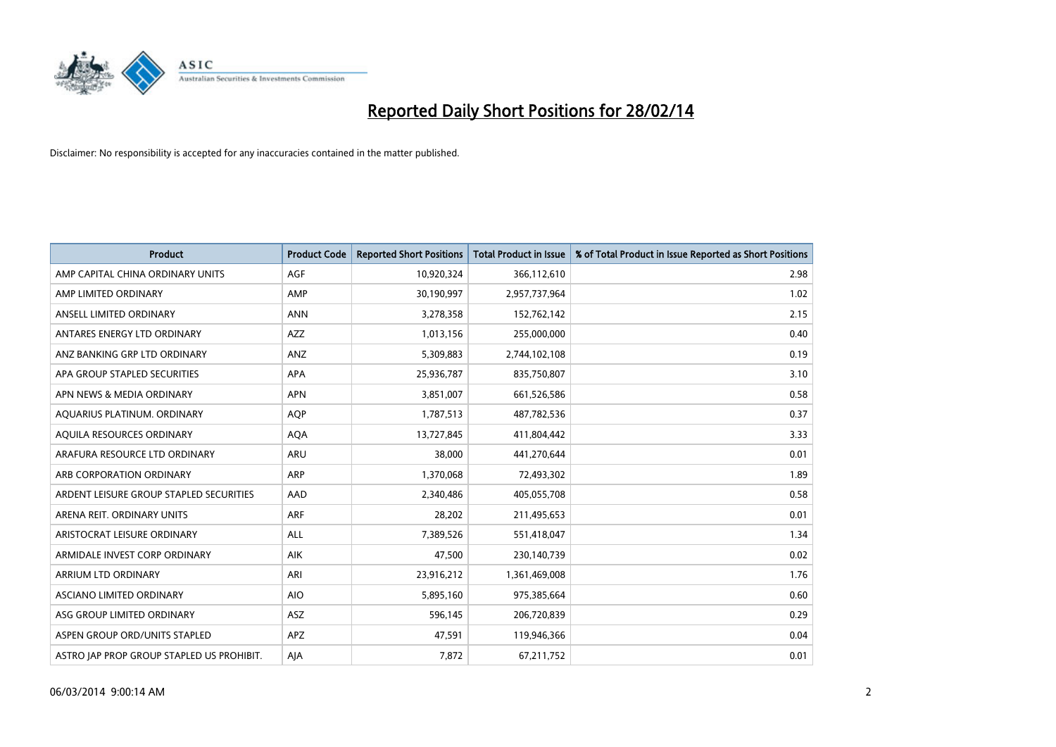# Reported Daily Short Positions for 28/02/14

Disclaimer: No responsibility is accepted for any inaccuracies contained in the matter published.

| Product | Product Code | Reported Short Positions | Total Product in Issue | % of Total Product in Issue Reported as Short Positions |
|---|---|---|---|---|
| AMP CAPITAL CHINA ORDINARY UNITS | AGF | 10,920,324 | 366,112,610 | 2.98 |
| AMP LIMITED ORDINARY | AMP | 30,190,997 | 2,957,737,964 | 1.02 |
| ANSELL LIMITED ORDINARY | ANN | 3,278,358 | 152,762,142 | 2.15 |
| ANTARES ENERGY LTD ORDINARY | AZZ | 1,013,156 | 255,000,000 | 0.40 |
| ANZ BANKING GRP LTD ORDINARY | ANZ | 5,309,883 | 2,744,102,108 | 0.19 |
| APA GROUP STAPLED SECURITIES | APA | 25,936,787 | 835,750,807 | 3.10 |
| APN NEWS & MEDIA ORDINARY | APN | 3,851,007 | 661,526,586 | 0.58 |
| AQUARIUS PLATINUM. ORDINARY | AQP | 1,787,513 | 487,782,536 | 0.37 |
| AQUILA RESOURCES ORDINARY | AQA | 13,727,845 | 411,804,442 | 3.33 |
| ARAFURA RESOURCE LTD ORDINARY | ARU | 38,000 | 441,270,644 | 0.01 |
| ARB CORPORATION ORDINARY | ARP | 1,370,068 | 72,493,302 | 1.89 |
| ARDENT LEISURE GROUP STAPLED SECURITIES | AAD | 2,340,486 | 405,055,708 | 0.58 |
| ARENA REIT. ORDINARY UNITS | ARF | 28,202 | 211,495,653 | 0.01 |
| ARISTOCRAT LEISURE ORDINARY | ALL | 7,389,526 | 551,418,047 | 1.34 |
| ARMIDALE INVEST CORP ORDINARY | AIK | 47,500 | 230,140,739 | 0.02 |
| ARRIUM LTD ORDINARY | ARI | 23,916,212 | 1,361,469,008 | 1.76 |
| ASCIANO LIMITED ORDINARY | AIO | 5,895,160 | 975,385,664 | 0.60 |
| ASG GROUP LIMITED ORDINARY | ASZ | 596,145 | 206,720,839 | 0.29 |
| ASPEN GROUP ORD/UNITS STAPLED | APZ | 47,591 | 119,946,366 | 0.04 |
| ASTRO JAP PROP GROUP STAPLED US PROHIBIT. | AJA | 7,872 | 67,211,752 | 0.01 |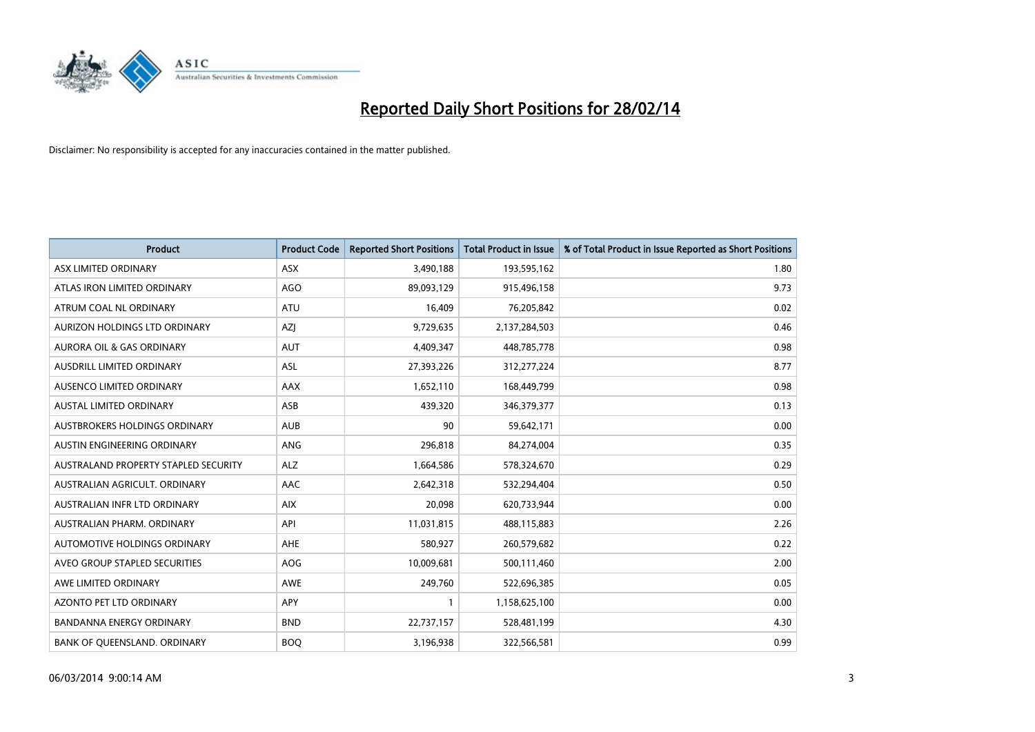# Reported Daily Short Positions for 28/02/14

Disclaimer: No responsibility is accepted for any inaccuracies contained in the matter published.

| Product | Product Code | Reported Short Positions | Total Product in Issue | % of Total Product in Issue Reported as Short Positions |
|---|---|---|---|---|
| ASX LIMITED ORDINARY | ASX | 3,490,188 | 193,595,162 | 1.80 |
| ATLAS IRON LIMITED ORDINARY | AGO | 89,093,129 | 915,496,158 | 9.73 |
| ATRUM COAL NL ORDINARY | ATU | 16,409 | 76,205,842 | 0.02 |
| AURIZON HOLDINGS LTD ORDINARY | AZJ | 9,729,635 | 2,137,284,503 | 0.46 |
| AURORA OIL & GAS ORDINARY | AUT | 4,409,347 | 448,785,778 | 0.98 |
| AUSDRILL LIMITED ORDINARY | ASL | 27,393,226 | 312,277,224 | 8.77 |
| AUSENCO LIMITED ORDINARY | AAX | 1,652,110 | 168,449,799 | 0.98 |
| AUSTAL LIMITED ORDINARY | ASB | 439,320 | 346,379,377 | 0.13 |
| AUSTBROKERS HOLDINGS ORDINARY | AUB | 90 | 59,642,171 | 0.00 |
| AUSTIN ENGINEERING ORDINARY | ANG | 296,818 | 84,274,004 | 0.35 |
| AUSTRALAND PROPERTY STAPLED SECURITY | ALZ | 1,664,586 | 578,324,670 | 0.29 |
| AUSTRALIAN AGRICULT. ORDINARY | AAC | 2,642,318 | 532,294,404 | 0.50 |
| AUSTRALIAN INFR LTD ORDINARY | AIX | 20,098 | 620,733,944 | 0.00 |
| AUSTRALIAN PHARM. ORDINARY | API | 11,031,815 | 488,115,883 | 2.26 |
| AUTOMOTIVE HOLDINGS ORDINARY | AHE | 580,927 | 260,579,682 | 0.22 |
| AVEO GROUP STAPLED SECURITIES | AOG | 10,009,681 | 500,111,460 | 2.00 |
| AWE LIMITED ORDINARY | AWE | 249,760 | 522,696,385 | 0.05 |
| AZONTO PET LTD ORDINARY | APY | 1 | 1,158,625,100 | 0.00 |
| BANDANNA ENERGY ORDINARY | BND | 22,737,157 | 528,481,199 | 4.30 |
| BANK OF QUEENSLAND. ORDINARY | BOQ | 3,196,938 | 322,566,581 | 0.99 |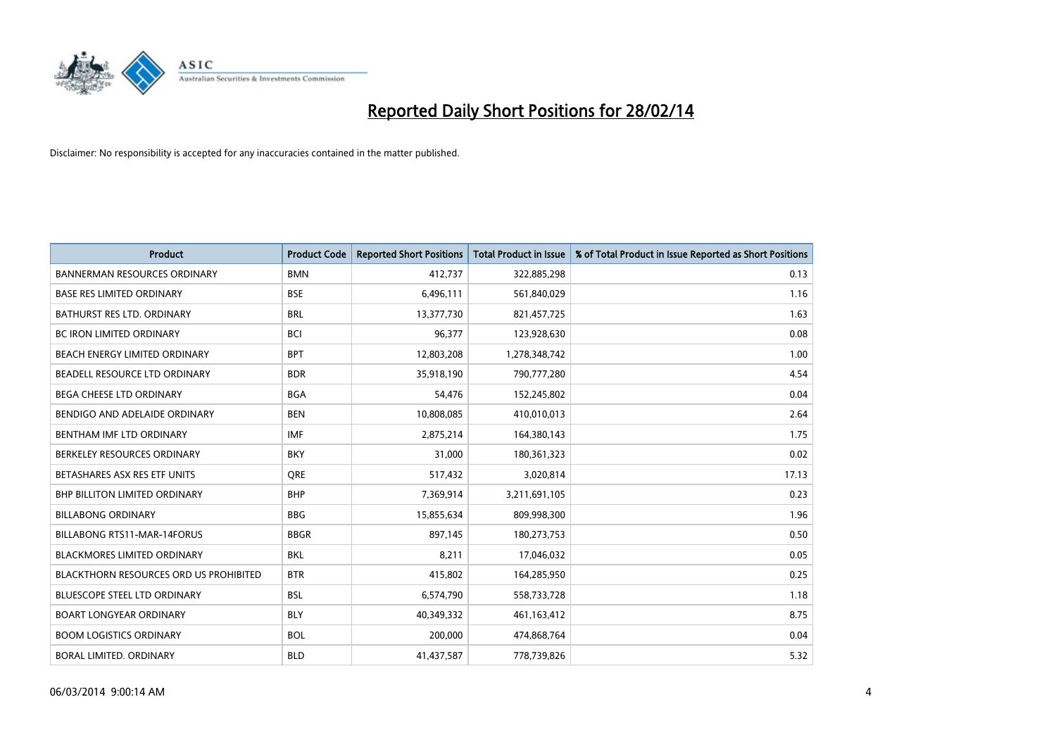# Reported Daily Short Positions for 28/02/14

Disclaimer: No responsibility is accepted for any inaccuracies contained in the matter published.

| Product | Product Code | Reported Short Positions | Total Product in Issue | % of Total Product in Issue Reported as Short Positions |
|---|---|---|---|---|
| BANNERMAN RESOURCES ORDINARY | BMN | 412,737 | 322,885,298 | 0.13 |
| BASE RES LIMITED ORDINARY | BSE | 6,496,111 | 561,840,029 | 1.16 |
| BATHURST RES LTD. ORDINARY | BRL | 13,377,730 | 821,457,725 | 1.63 |
| BC IRON LIMITED ORDINARY | BCI | 96,377 | 123,928,630 | 0.08 |
| BEACH ENERGY LIMITED ORDINARY | BPT | 12,803,208 | 1,278,348,742 | 1.00 |
| BEADELL RESOURCE LTD ORDINARY | BDR | 35,918,190 | 790,777,280 | 4.54 |
| BEGA CHEESE LTD ORDINARY | BGA | 54,476 | 152,245,802 | 0.04 |
| BENDIGO AND ADELAIDE ORDINARY | BEN | 10,808,085 | 410,010,013 | 2.64 |
| BENTHAM IMF LTD ORDINARY | IMF | 2,875,214 | 164,380,143 | 1.75 |
| BERKELEY RESOURCES ORDINARY | BKY | 31,000 | 180,361,323 | 0.02 |
| BETASHARES ASX RES ETF UNITS | QRE | 517,432 | 3,020,814 | 17.13 |
| BHP BILLITON LIMITED ORDINARY | BHP | 7,369,914 | 3,211,691,105 | 0.23 |
| BILLABONG ORDINARY | BBG | 15,855,634 | 809,998,300 | 1.96 |
| BILLABONG RTS11-MAR-14FORUS | BBGR | 897,145 | 180,273,753 | 0.50 |
| BLACKMORES LIMITED ORDINARY | BKL | 8,211 | 17,046,032 | 0.05 |
| BLACKTHORN RESOURCES ORD US PROHIBITED | BTR | 415,802 | 164,285,950 | 0.25 |
| BLUESCOPE STEEL LTD ORDINARY | BSL | 6,574,790 | 558,733,728 | 1.18 |
| BOART LONGYEAR ORDINARY | BLY | 40,349,332 | 461,163,412 | 8.75 |
| BOOM LOGISTICS ORDINARY | BOL | 200,000 | 474,868,764 | 0.04 |
| BORAL LIMITED. ORDINARY | BLD | 41,437,587 | 778,739,826 | 5.32 |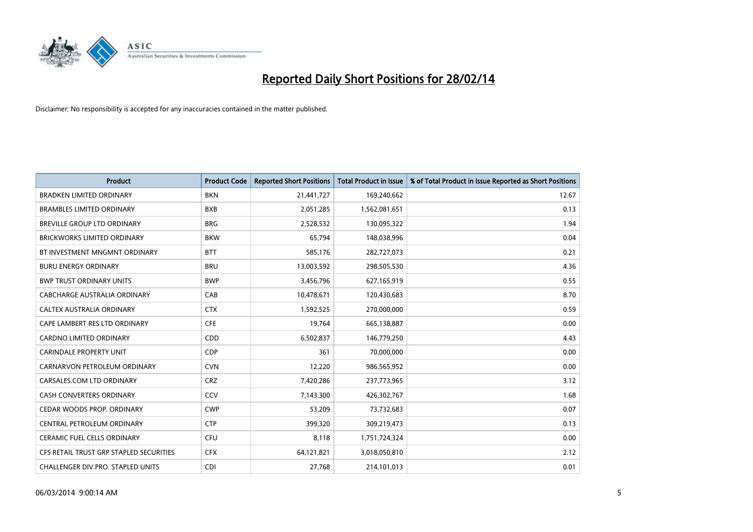# Reported Daily Short Positions for 28/02/14

Disclaimer: No responsibility is accepted for any inaccuracies contained in the matter published.

| Product | Product Code | Reported Short Positions | Total Product in Issue | % of Total Product in Issue Reported as Short Positions |
|---|---|---|---|---|
| BRADKEN LIMITED ORDINARY | BKN | 21,441,727 | 169,240,662 | 12.67 |
| BRAMBLES LIMITED ORDINARY | BXB | 2,051,285 | 1,562,081,651 | 0.13 |
| BREVILLE GROUP LTD ORDINARY | BRG | 2,528,532 | 130,095,322 | 1.94 |
| BRICKWORKS LIMITED ORDINARY | BKW | 65,794 | 148,038,996 | 0.04 |
| BT INVESTMENT MNGMNT ORDINARY | BTT | 585,176 | 282,727,073 | 0.21 |
| BURU ENERGY ORDINARY | BRU | 13,003,592 | 298,505,530 | 4.36 |
| BWP TRUST ORDINARY UNITS | BWP | 3,456,796 | 627,165,919 | 0.55 |
| CABCHARGE AUSTRALIA ORDINARY | CAB | 10,478,671 | 120,430,683 | 8.70 |
| CALTEX AUSTRALIA ORDINARY | CTX | 1,592,525 | 270,000,000 | 0.59 |
| CAPE LAMBERT RES LTD ORDINARY | CFE | 19,764 | 665,138,887 | 0.00 |
| CARDNO LIMITED ORDINARY | CDD | 6,502,837 | 146,779,250 | 4.43 |
| CARINDALE PROPERTY UNIT | CDP | 361 | 70,000,000 | 0.00 |
| CARNARVON PETROLEUM ORDINARY | CVN | 12,220 | 986,565,952 | 0.00 |
| CARSALES.COM LTD ORDINARY | CRZ | 7,420,286 | 237,773,965 | 3.12 |
| CASH CONVERTERS ORDINARY | CCV | 7,143,300 | 426,302,767 | 1.68 |
| CEDAR WOODS PROP. ORDINARY | CWP | 53,209 | 73,732,683 | 0.07 |
| CENTRAL PETROLEUM ORDINARY | CTP | 399,320 | 309,219,473 | 0.13 |
| CERAMIC FUEL CELLS ORDINARY | CFU | 8,118 | 1,751,724,324 | 0.00 |
| CFS RETAIL TRUST GRP STAPLED SECURITIES | CFX | 64,121,821 | 3,018,050,810 | 2.12 |
| CHALLENGER DIV.PRO. STAPLED UNITS | CDI | 27,768 | 214,101,013 | 0.01 |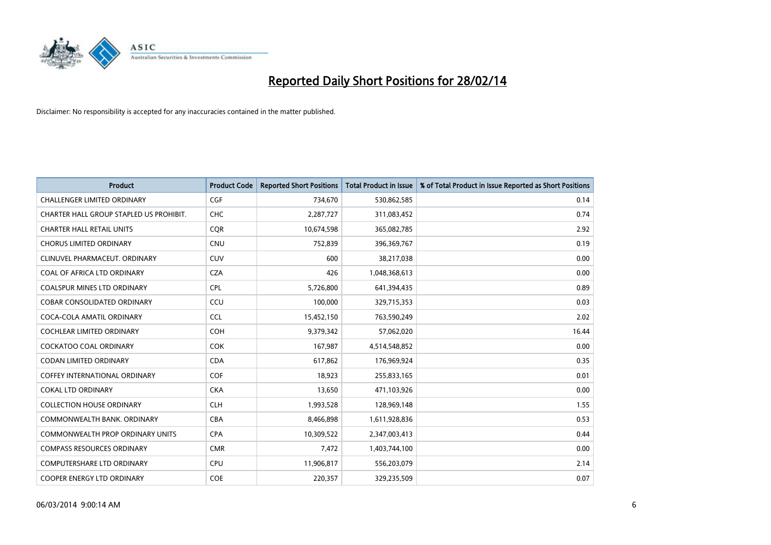# Reported Daily Short Positions for 28/02/14

Disclaimer: No responsibility is accepted for any inaccuracies contained in the matter published.

| Product | Product Code | Reported Short Positions | Total Product in Issue | % of Total Product in Issue Reported as Short Positions |
|---|---|---|---|---|
| CHALLENGER LIMITED ORDINARY | CGF | 734,670 | 530,862,585 | 0.14 |
| CHARTER HALL GROUP STAPLED US PROHIBIT. | CHC | 2,287,727 | 311,083,452 | 0.74 |
| CHARTER HALL RETAIL UNITS | CQR | 10,674,598 | 365,082,785 | 2.92 |
| CHORUS LIMITED ORDINARY | CNU | 752,839 | 396,369,767 | 0.19 |
| CLINUVEL PHARMACEUT. ORDINARY | CUV | 600 | 38,217,038 | 0.00 |
| COAL OF AFRICA LTD ORDINARY | CZA | 426 | 1,048,368,613 | 0.00 |
| COALSPUR MINES LTD ORDINARY | CPL | 5,726,800 | 641,394,435 | 0.89 |
| COBAR CONSOLIDATED ORDINARY | CCU | 100,000 | 329,715,353 | 0.03 |
| COCA-COLA AMATIL ORDINARY | CCL | 15,452,150 | 763,590,249 | 2.02 |
| COCHLEAR LIMITED ORDINARY | COH | 9,379,342 | 57,062,020 | 16.44 |
| COCKATOO COAL ORDINARY | COK | 167,987 | 4,514,548,852 | 0.00 |
| CODAN LIMITED ORDINARY | CDA | 617,862 | 176,969,924 | 0.35 |
| COFFEY INTERNATIONAL ORDINARY | COF | 18,923 | 255,833,165 | 0.01 |
| COKAL LTD ORDINARY | CKA | 13,650 | 471,103,926 | 0.00 |
| COLLECTION HOUSE ORDINARY | CLH | 1,993,528 | 128,969,148 | 1.55 |
| COMMONWEALTH BANK. ORDINARY | CBA | 8,466,898 | 1,611,928,836 | 0.53 |
| COMMONWEALTH PROP ORDINARY UNITS | CPA | 10,309,522 | 2,347,003,413 | 0.44 |
| COMPASS RESOURCES ORDINARY | CMR | 7,472 | 1,403,744,100 | 0.00 |
| COMPUTERSHARE LTD ORDINARY | CPU | 11,906,817 | 556,203,079 | 2.14 |
| COOPER ENERGY LTD ORDINARY | COE | 220,357 | 329,235,509 | 0.07 |

06/03/2014 9:00:14 AM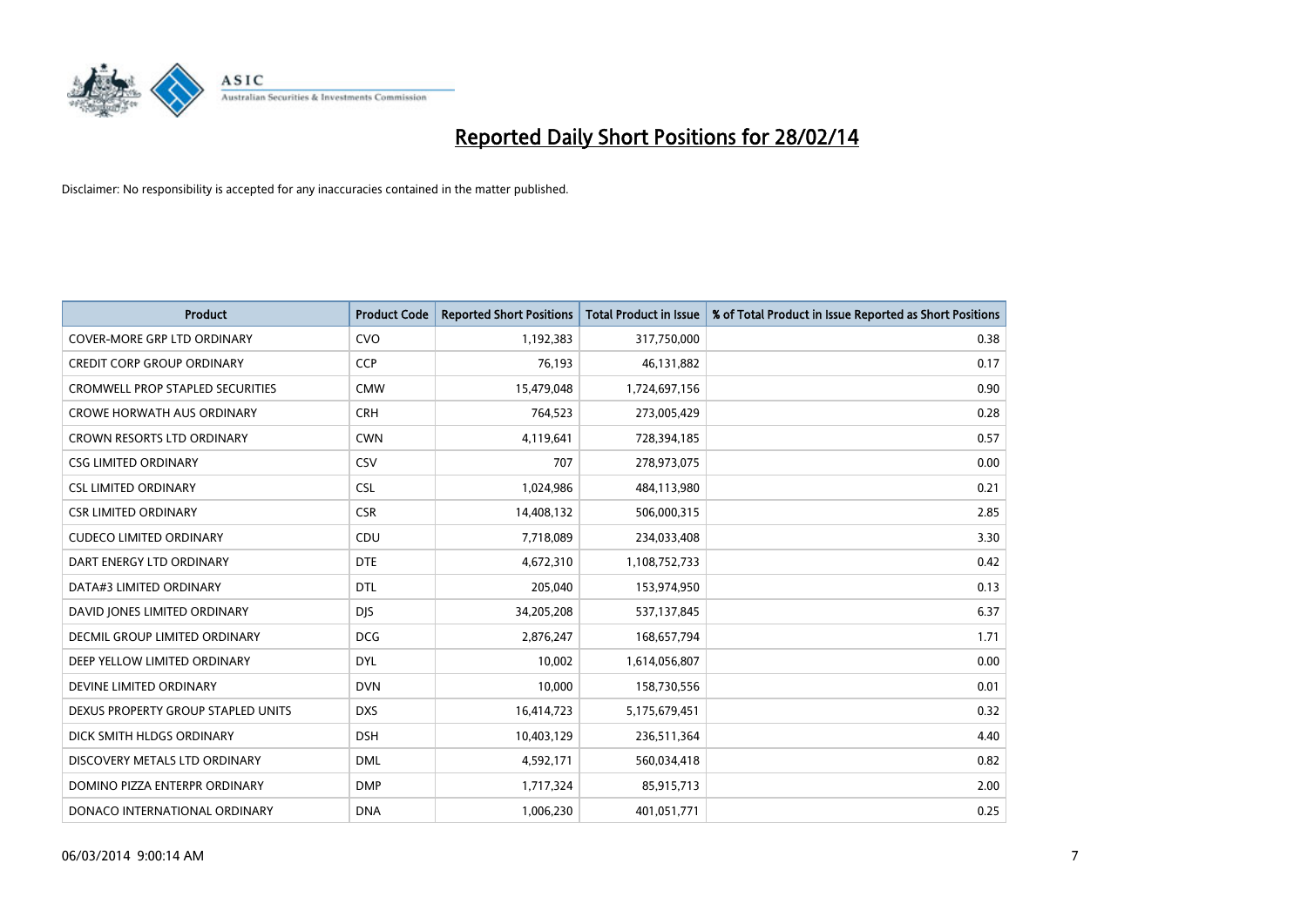# Reported Daily Short Positions for 28/02/14

Disclaimer: No responsibility is accepted for any inaccuracies contained in the matter published.

| Product | Product Code | Reported Short Positions | Total Product in Issue | % of Total Product in Issue Reported as Short Positions |
|---|---|---|---|---|
| COVER-MORE GRP LTD ORDINARY | CVO | 1,192,383 | 317,750,000 | 0.38 |
| CREDIT CORP GROUP ORDINARY | CCP | 76,193 | 46,131,882 | 0.17 |
| CROMWELL PROP STAPLED SECURITIES | CMW | 15,479,048 | 1,724,697,156 | 0.90 |
| CROWE HORWATH AUS ORDINARY | CRH | 764,523 | 273,005,429 | 0.28 |
| CROWN RESORTS LTD ORDINARY | CWN | 4,119,641 | 728,394,185 | 0.57 |
| CSG LIMITED ORDINARY | CSV | 707 | 278,973,075 | 0.00 |
| CSL LIMITED ORDINARY | CSL | 1,024,986 | 484,113,980 | 0.21 |
| CSR LIMITED ORDINARY | CSR | 14,408,132 | 506,000,315 | 2.85 |
| CUDECO LIMITED ORDINARY | CDU | 7,718,089 | 234,033,408 | 3.30 |
| DART ENERGY LTD ORDINARY | DTE | 4,672,310 | 1,108,752,733 | 0.42 |
| DATA#3 LIMITED ORDINARY | DTL | 205,040 | 153,974,950 | 0.13 |
| DAVID JONES LIMITED ORDINARY | DJS | 34,205,208 | 537,137,845 | 6.37 |
| DECMIL GROUP LIMITED ORDINARY | DCG | 2,876,247 | 168,657,794 | 1.71 |
| DEEP YELLOW LIMITED ORDINARY | DYL | 10,002 | 1,614,056,807 | 0.00 |
| DEVINE LIMITED ORDINARY | DVN | 10,000 | 158,730,556 | 0.01 |
| DEXUS PROPERTY GROUP STAPLED UNITS | DXS | 16,414,723 | 5,175,679,451 | 0.32 |
| DICK SMITH HLDGS ORDINARY | DSH | 10,403,129 | 236,511,364 | 4.40 |
| DISCOVERY METALS LTD ORDINARY | DML | 4,592,171 | 560,034,418 | 0.82 |
| DOMINO PIZZA ENTERPR ORDINARY | DMP | 1,717,324 | 85,915,713 | 2.00 |
| DONACO INTERNATIONAL ORDINARY | DNA | 1,006,230 | 401,051,771 | 0.25 |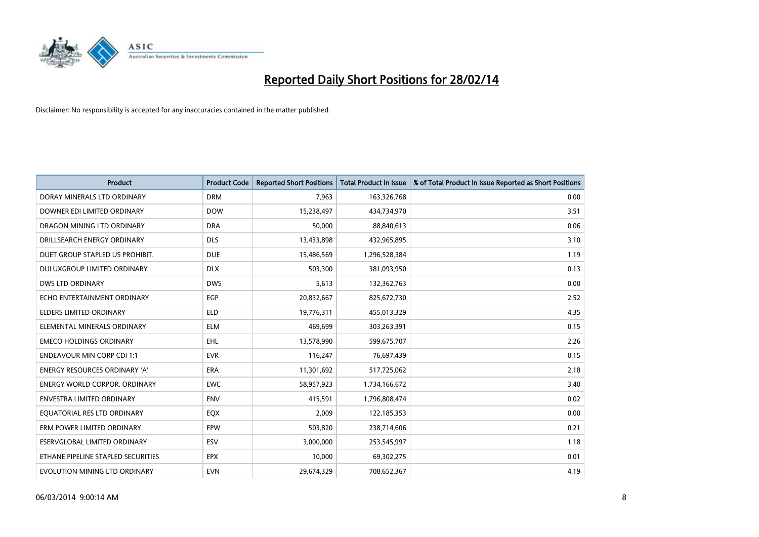# Reported Daily Short Positions for 28/02/14

Disclaimer: No responsibility is accepted for any inaccuracies contained in the matter published.

| Product | Product Code | Reported Short Positions | Total Product in Issue | % of Total Product in Issue Reported as Short Positions |
|---|---|---|---|---|
| DORAY MINERALS LTD ORDINARY | DRM | 7,963 | 163,326,768 | 0.00 |
| DOWNER EDI LIMITED ORDINARY | DOW | 15,238,497 | 434,734,970 | 3.51 |
| DRAGON MINING LTD ORDINARY | DRA | 50,000 | 88,840,613 | 0.06 |
| DRILLSEARCH ENERGY ORDINARY | DLS | 13,433,898 | 432,965,895 | 3.10 |
| DUET GROUP STAPLED US PROHIBIT. | DUE | 15,486,569 | 1,296,528,384 | 1.19 |
| DULUXGROUP LIMITED ORDINARY | DLX | 503,300 | 381,093,950 | 0.13 |
| DWS LTD ORDINARY | DWS | 5,613 | 132,362,763 | 0.00 |
| ECHO ENTERTAINMENT ORDINARY | EGP | 20,832,667 | 825,672,730 | 2.52 |
| ELDERS LIMITED ORDINARY | ELD | 19,776,311 | 455,013,329 | 4.35 |
| ELEMENTAL MINERALS ORDINARY | ELM | 469,699 | 303,263,391 | 0.15 |
| EMECO HOLDINGS ORDINARY | EHL | 13,578,990 | 599,675,707 | 2.26 |
| ENDEAVOUR MIN CORP CDI 1:1 | EVR | 116,247 | 76,697,439 | 0.15 |
| ENERGY RESOURCES ORDINARY 'A' | ERA | 11,301,692 | 517,725,062 | 2.18 |
| ENERGY WORLD CORPOR. ORDINARY | EWC | 58,957,923 | 1,734,166,672 | 3.40 |
| ENVESTRA LIMITED ORDINARY | ENV | 415,591 | 1,796,808,474 | 0.02 |
| EQUATORIAL RES LTD ORDINARY | EQX | 2,009 | 122,185,353 | 0.00 |
| ERM POWER LIMITED ORDINARY | EPW | 503,820 | 238,714,606 | 0.21 |
| ESERVGLOBAL LIMITED ORDINARY | ESV | 3,000,000 | 253,545,997 | 1.18 |
| ETHANE PIPELINE STAPLED SECURITIES | EPX | 10,000 | 69,302,275 | 0.01 |
| EVOLUTION MINING LTD ORDINARY | EVN | 29,674,329 | 708,652,367 | 4.19 |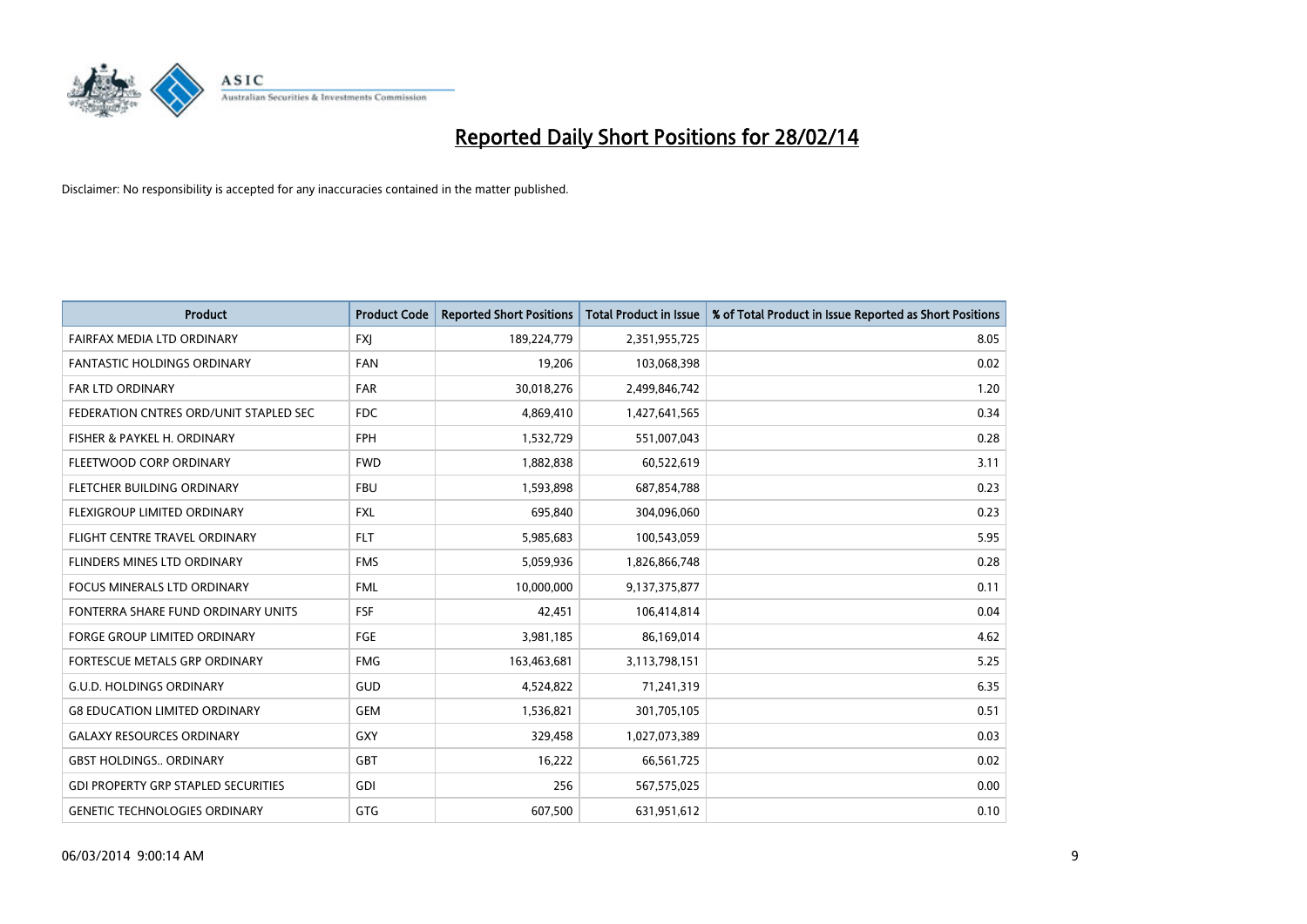# Reported Daily Short Positions for 28/02/14

Disclaimer: No responsibility is accepted for any inaccuracies contained in the matter published.

| Product | Product Code | Reported Short Positions | Total Product in Issue | % of Total Product in Issue Reported as Short Positions |
|---|---|---|---|---|
| FAIRFAX MEDIA LTD ORDINARY | FXJ | 189,224,779 | 2,351,955,725 | 8.05 |
| FANTASTIC HOLDINGS ORDINARY | FAN | 19,206 | 103,068,398 | 0.02 |
| FAR LTD ORDINARY | FAR | 30,018,276 | 2,499,846,742 | 1.20 |
| FEDERATION CNTRES ORD/UNIT STAPLED SEC | FDC | 4,869,410 | 1,427,641,565 | 0.34 |
| FISHER & PAYKEL H. ORDINARY | FPH | 1,532,729 | 551,007,043 | 0.28 |
| FLEETWOOD CORP ORDINARY | FWD | 1,882,838 | 60,522,619 | 3.11 |
| FLETCHER BUILDING ORDINARY | FBU | 1,593,898 | 687,854,788 | 0.23 |
| FLEXIGROUP LIMITED ORDINARY | FXL | 695,840 | 304,096,060 | 0.23 |
| FLIGHT CENTRE TRAVEL ORDINARY | FLT | 5,985,683 | 100,543,059 | 5.95 |
| FLINDERS MINES LTD ORDINARY | FMS | 5,059,936 | 1,826,866,748 | 0.28 |
| FOCUS MINERALS LTD ORDINARY | FML | 10,000,000 | 9,137,375,877 | 0.11 |
| FONTERRA SHARE FUND ORDINARY UNITS | FSF | 42,451 | 106,414,814 | 0.04 |
| FORGE GROUP LIMITED ORDINARY | FGE | 3,981,185 | 86,169,014 | 4.62 |
| FORTESCUE METALS GRP ORDINARY | FMG | 163,463,681 | 3,113,798,151 | 5.25 |
| G.U.D. HOLDINGS ORDINARY | GUD | 4,524,822 | 71,241,319 | 6.35 |
| G8 EDUCATION LIMITED ORDINARY | GEM | 1,536,821 | 301,705,105 | 0.51 |
| GALAXY RESOURCES ORDINARY | GXY | 329,458 | 1,027,073,389 | 0.03 |
| GBST HOLDINGS.. ORDINARY | GBT | 16,222 | 66,561,725 | 0.02 |
| GDI PROPERTY GRP STAPLED SECURITIES | GDI | 256 | 567,575,025 | 0.00 |
| GENETIC TECHNOLOGIES ORDINARY | GTG | 607,500 | 631,951,612 | 0.10 |

06/03/2014 9:00:14 AM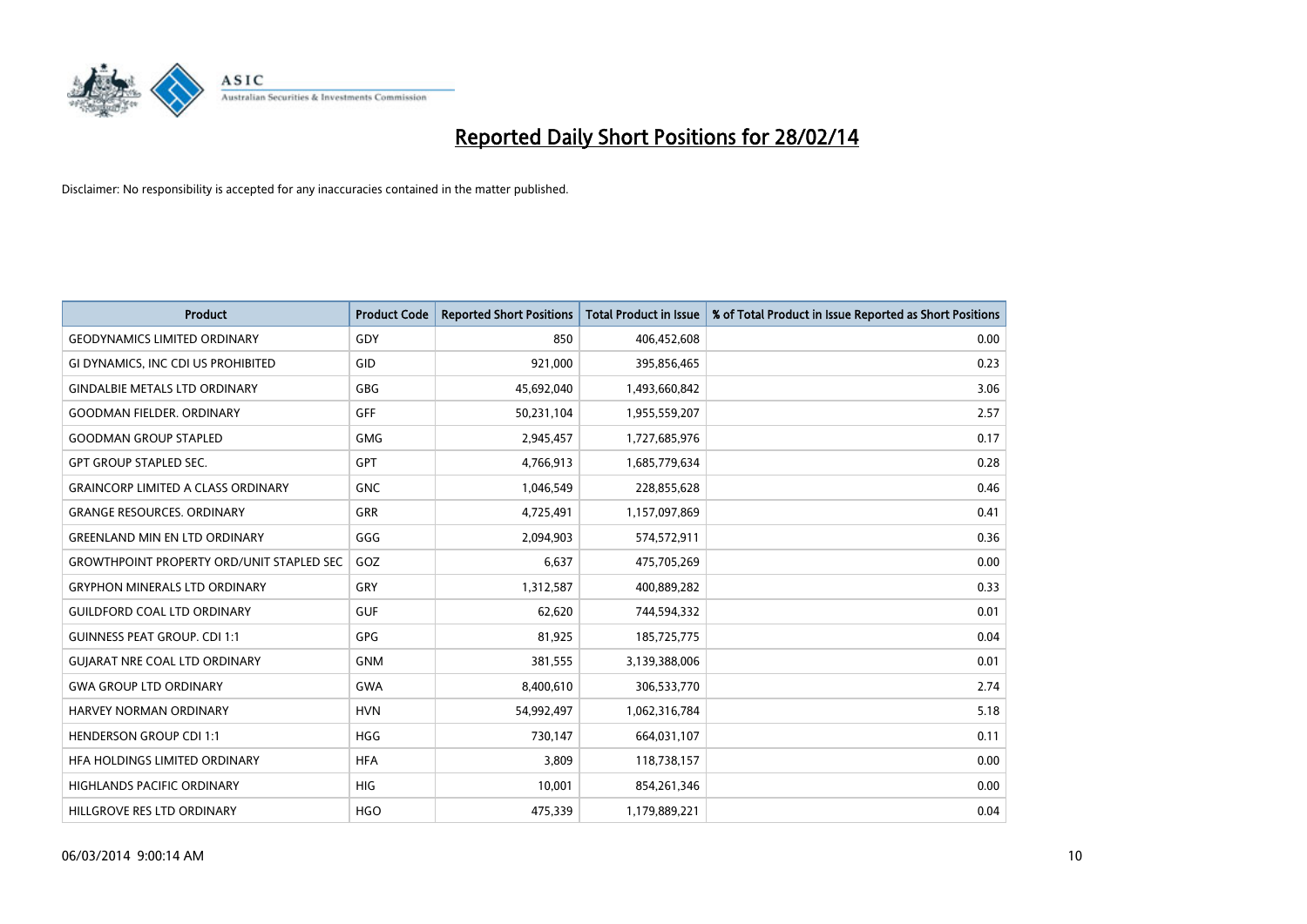# Reported Daily Short Positions for 28/02/14

Disclaimer: No responsibility is accepted for any inaccuracies contained in the matter published.

| Product | Product Code | Reported Short Positions | Total Product in Issue | % of Total Product in Issue Reported as Short Positions |
|---|---|---|---|---|
| GEODYNAMICS LIMITED ORDINARY | GDY | 850 | 406,452,608 | 0.00 |
| GI DYNAMICS, INC CDI US PROHIBITED | GID | 921,000 | 395,856,465 | 0.23 |
| GINDALBIE METALS LTD ORDINARY | GBG | 45,692,040 | 1,493,660,842 | 3.06 |
| GOODMAN FIELDER. ORDINARY | GFF | 50,231,104 | 1,955,559,207 | 2.57 |
| GOODMAN GROUP STAPLED | GMG | 2,945,457 | 1,727,685,976 | 0.17 |
| GPT GROUP STAPLED SEC. | GPT | 4,766,913 | 1,685,779,634 | 0.28 |
| GRAINCORP LIMITED A CLASS ORDINARY | GNC | 1,046,549 | 228,855,628 | 0.46 |
| GRANGE RESOURCES. ORDINARY | GRR | 4,725,491 | 1,157,097,869 | 0.41 |
| GREENLAND MIN EN LTD ORDINARY | GGG | 2,094,903 | 574,572,911 | 0.36 |
| GROWTHPOINT PROPERTY ORD/UNIT STAPLED SEC | GOZ | 6,637 | 475,705,269 | 0.00 |
| GRYPHON MINERALS LTD ORDINARY | GRY | 1,312,587 | 400,889,282 | 0.33 |
| GUILDFORD COAL LTD ORDINARY | GUF | 62,620 | 744,594,332 | 0.01 |
| GUINNESS PEAT GROUP. CDI 1:1 | GPG | 81,925 | 185,725,775 | 0.04 |
| GUJARAT NRE COAL LTD ORDINARY | GNM | 381,555 | 3,139,388,006 | 0.01 |
| GWA GROUP LTD ORDINARY | GWA | 8,400,610 | 306,533,770 | 2.74 |
| HARVEY NORMAN ORDINARY | HVN | 54,992,497 | 1,062,316,784 | 5.18 |
| HENDERSON GROUP CDI 1:1 | HGG | 730,147 | 664,031,107 | 0.11 |
| HFA HOLDINGS LIMITED ORDINARY | HFA | 3,809 | 118,738,157 | 0.00 |
| HIGHLANDS PACIFIC ORDINARY | HIG | 10,001 | 854,261,346 | 0.00 |
| HILLGROVE RES LTD ORDINARY | HGO | 475,339 | 1,179,889,221 | 0.04 |

06/03/2014 9:00:14 AM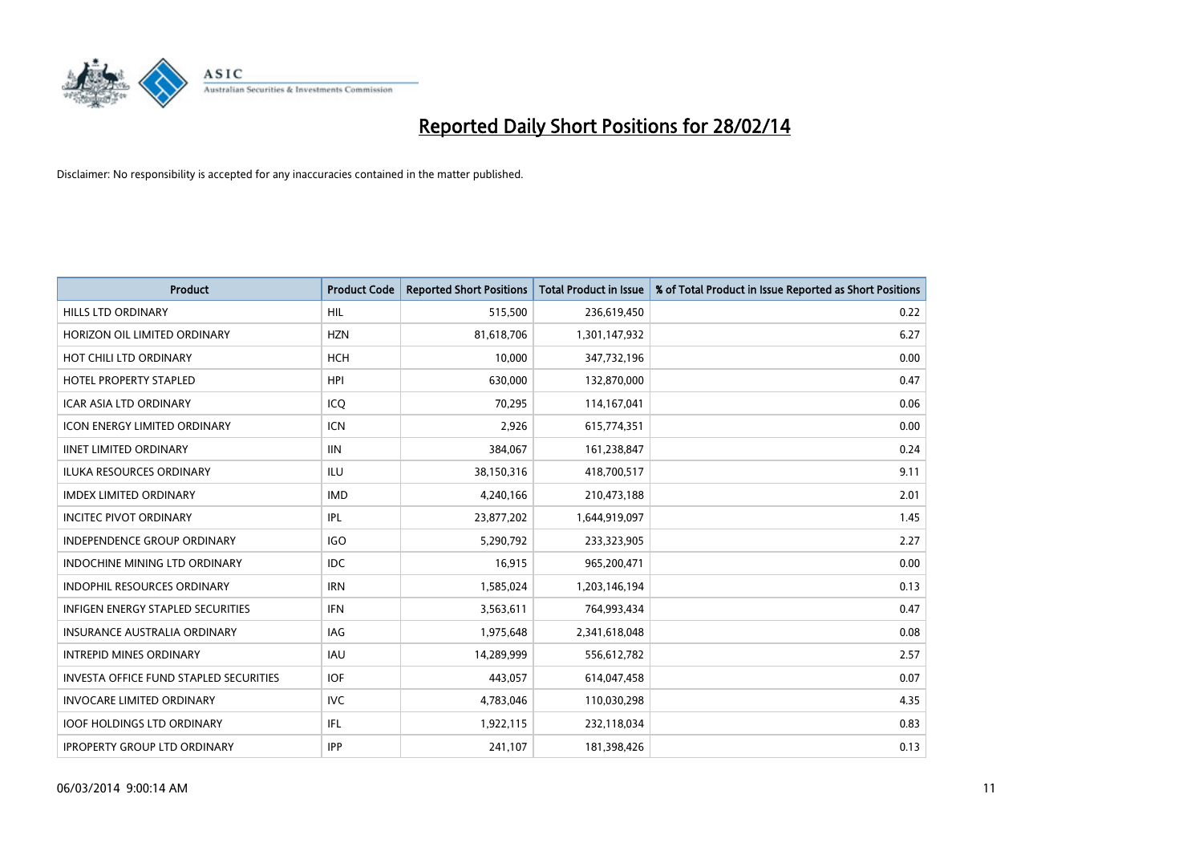# Reported Daily Short Positions for 28/02/14

Disclaimer: No responsibility is accepted for any inaccuracies contained in the matter published.

| Product | Product Code | Reported Short Positions | Total Product in Issue | % of Total Product in Issue Reported as Short Positions |
|---|---|---|---|---|
| HILLS LTD ORDINARY | HIL | 515,500 | 236,619,450 | 0.22 |
| HORIZON OIL LIMITED ORDINARY | HZN | 81,618,706 | 1,301,147,932 | 6.27 |
| HOT CHILI LTD ORDINARY | HCH | 10,000 | 347,732,196 | 0.00 |
| HOTEL PROPERTY STAPLED | HPI | 630,000 | 132,870,000 | 0.47 |
| ICAR ASIA LTD ORDINARY | ICQ | 70,295 | 114,167,041 | 0.06 |
| ICON ENERGY LIMITED ORDINARY | ICN | 2,926 | 615,774,351 | 0.00 |
| IINET LIMITED ORDINARY | IIN | 384,067 | 161,238,847 | 0.24 |
| ILUKA RESOURCES ORDINARY | ILU | 38,150,316 | 418,700,517 | 9.11 |
| IMDEX LIMITED ORDINARY | IMD | 4,240,166 | 210,473,188 | 2.01 |
| INCITEC PIVOT ORDINARY | IPL | 23,877,202 | 1,644,919,097 | 1.45 |
| INDEPENDENCE GROUP ORDINARY | IGO | 5,290,792 | 233,323,905 | 2.27 |
| INDOCHINE MINING LTD ORDINARY | IDC | 16,915 | 965,200,471 | 0.00 |
| INDOPHIL RESOURCES ORDINARY | IRN | 1,585,024 | 1,203,146,194 | 0.13 |
| INFIGEN ENERGY STAPLED SECURITIES | IFN | 3,563,611 | 764,993,434 | 0.47 |
| INSURANCE AUSTRALIA ORDINARY | IAG | 1,975,648 | 2,341,618,048 | 0.08 |
| INTREPID MINES ORDINARY | IAU | 14,289,999 | 556,612,782 | 2.57 |
| INVESTA OFFICE FUND STAPLED SECURITIES | IOF | 443,057 | 614,047,458 | 0.07 |
| INVOCARE LIMITED ORDINARY | IVC | 4,783,046 | 110,030,298 | 4.35 |
| IOOF HOLDINGS LTD ORDINARY | IFL | 1,922,115 | 232,118,034 | 0.83 |
| IPROPERTY GROUP LTD ORDINARY | IPP | 241,107 | 181,398,426 | 0.13 |

06/03/2014 9:00:14 AM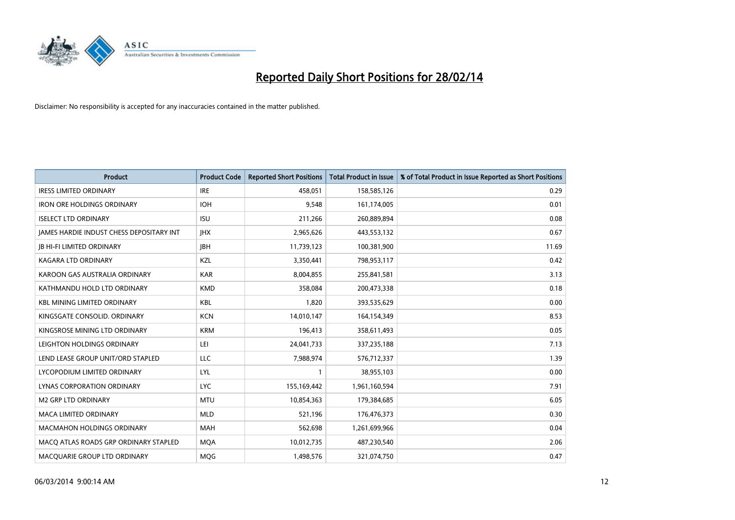# Reported Daily Short Positions for 28/02/14

Disclaimer: No responsibility is accepted for any inaccuracies contained in the matter published.

| Product | Product Code | Reported Short Positions | Total Product in Issue | % of Total Product in Issue Reported as Short Positions |
|---|---|---|---|---|
| IRESS LIMITED ORDINARY | IRE | 458,051 | 158,585,126 | 0.29 |
| IRON ORE HOLDINGS ORDINARY | IOH | 9,548 | 161,174,005 | 0.01 |
| ISELECT LTD ORDINARY | ISU | 211,266 | 260,889,894 | 0.08 |
| JAMES HARDIE INDUST CHESS DEPOSITARY INT | JHX | 2,965,626 | 443,553,132 | 0.67 |
| JB HI-FI LIMITED ORDINARY | JBH | 11,739,123 | 100,381,900 | 11.69 |
| KAGARA LTD ORDINARY | KZL | 3,350,441 | 798,953,117 | 0.42 |
| KAROON GAS AUSTRALIA ORDINARY | KAR | 8,004,855 | 255,841,581 | 3.13 |
| KATHMANDU HOLD LTD ORDINARY | KMD | 358,084 | 200,473,338 | 0.18 |
| KBL MINING LIMITED ORDINARY | KBL | 1,820 | 393,535,629 | 0.00 |
| KINGSGATE CONSOLID. ORDINARY | KCN | 14,010,147 | 164,154,349 | 8.53 |
| KINGSROSE MINING LTD ORDINARY | KRM | 196,413 | 358,611,493 | 0.05 |
| LEIGHTON HOLDINGS ORDINARY | LEI | 24,041,733 | 337,235,188 | 7.13 |
| LEND LEASE GROUP UNIT/ORD STAPLED | LLC | 7,988,974 | 576,712,337 | 1.39 |
| LYCOPODIUM LIMITED ORDINARY | LYL | 1 | 38,955,103 | 0.00 |
| LYNAS CORPORATION ORDINARY | LYC | 155,169,442 | 1,961,160,594 | 7.91 |
| M2 GRP LTD ORDINARY | MTU | 10,854,363 | 179,384,685 | 6.05 |
| MACA LIMITED ORDINARY | MLD | 521,196 | 176,476,373 | 0.30 |
| MACMAHON HOLDINGS ORDINARY | MAH | 562,698 | 1,261,699,966 | 0.04 |
| MACQ ATLAS ROADS GRP ORDINARY STAPLED | MQA | 10,012,735 | 487,230,540 | 2.06 |
| MACQUARIE GROUP LTD ORDINARY | MQG | 1,498,576 | 321,074,750 | 0.47 |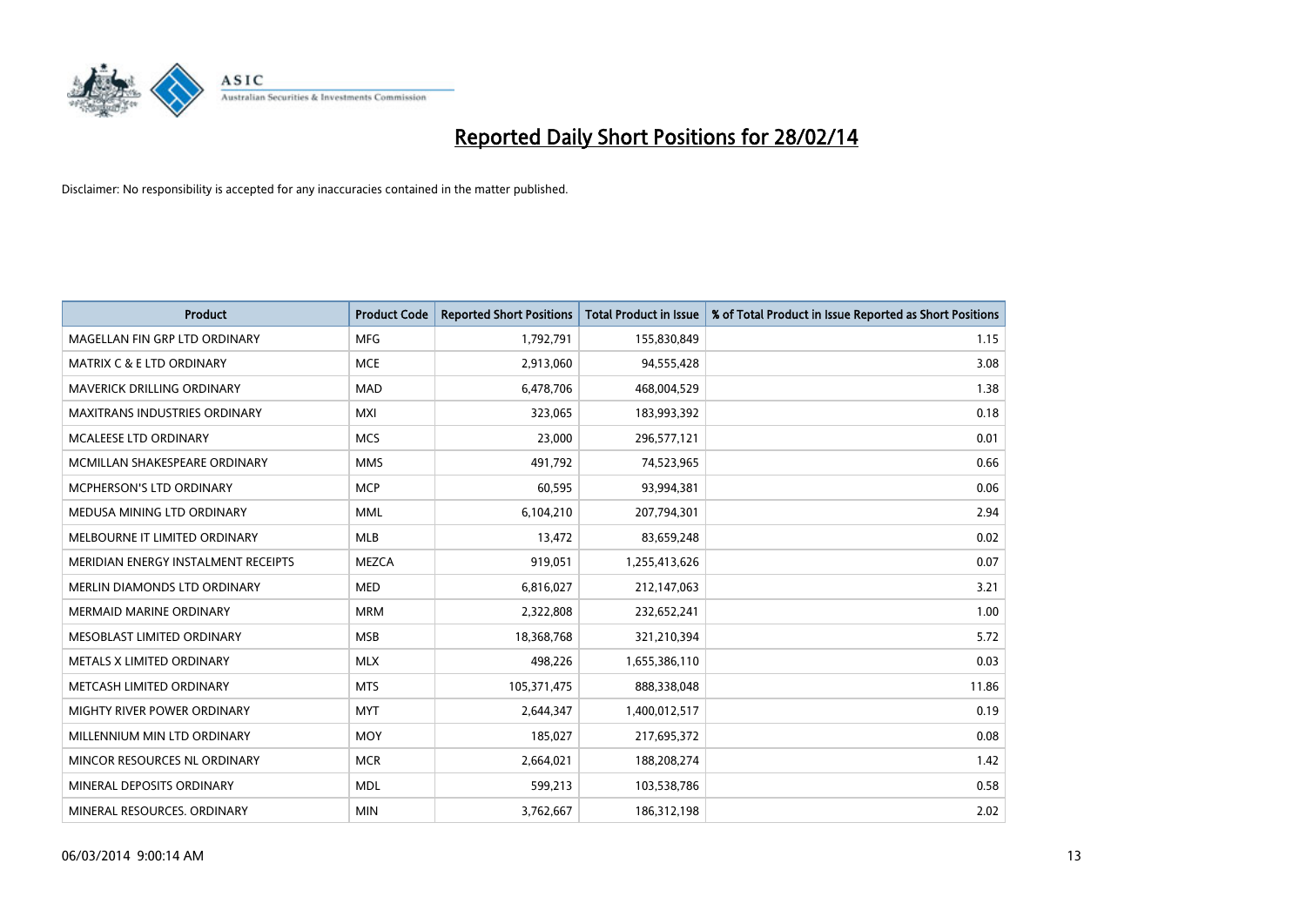# Reported Daily Short Positions for 28/02/14

Disclaimer: No responsibility is accepted for any inaccuracies contained in the matter published.

| Product | Product Code | Reported Short Positions | Total Product in Issue | % of Total Product in Issue Reported as Short Positions |
|---|---|---|---|---|
| MAGELLAN FIN GRP LTD ORDINARY | MFG | 1,792,791 | 155,830,849 | 1.15 |
| MATRIX C & E LTD ORDINARY | MCE | 2,913,060 | 94,555,428 | 3.08 |
| MAVERICK DRILLING ORDINARY | MAD | 6,478,706 | 468,004,529 | 1.38 |
| MAXITRANS INDUSTRIES ORDINARY | MXI | 323,065 | 183,993,392 | 0.18 |
| MCALEESE LTD ORDINARY | MCS | 23,000 | 296,577,121 | 0.01 |
| MCMILLAN SHAKESPEARE ORDINARY | MMS | 491,792 | 74,523,965 | 0.66 |
| MCPHERSON'S LTD ORDINARY | MCP | 60,595 | 93,994,381 | 0.06 |
| MEDUSA MINING LTD ORDINARY | MML | 6,104,210 | 207,794,301 | 2.94 |
| MELBOURNE IT LIMITED ORDINARY | MLB | 13,472 | 83,659,248 | 0.02 |
| MERIDIAN ENERGY INSTALMENT RECEIPTS | MEZCA | 919,051 | 1,255,413,626 | 0.07 |
| MERLIN DIAMONDS LTD ORDINARY | MED | 6,816,027 | 212,147,063 | 3.21 |
| MERMAID MARINE ORDINARY | MRM | 2,322,808 | 232,652,241 | 1.00 |
| MESOBLAST LIMITED ORDINARY | MSB | 18,368,768 | 321,210,394 | 5.72 |
| METALS X LIMITED ORDINARY | MLX | 498,226 | 1,655,386,110 | 0.03 |
| METCASH LIMITED ORDINARY | MTS | 105,371,475 | 888,338,048 | 11.86 |
| MIGHTY RIVER POWER ORDINARY | MYT | 2,644,347 | 1,400,012,517 | 0.19 |
| MILLENNIUM MIN LTD ORDINARY | MOY | 185,027 | 217,695,372 | 0.08 |
| MINCOR RESOURCES NL ORDINARY | MCR | 2,664,021 | 188,208,274 | 1.42 |
| MINERAL DEPOSITS ORDINARY | MDL | 599,213 | 103,538,786 | 0.58 |
| MINERAL RESOURCES. ORDINARY | MIN | 3,762,667 | 186,312,198 | 2.02 |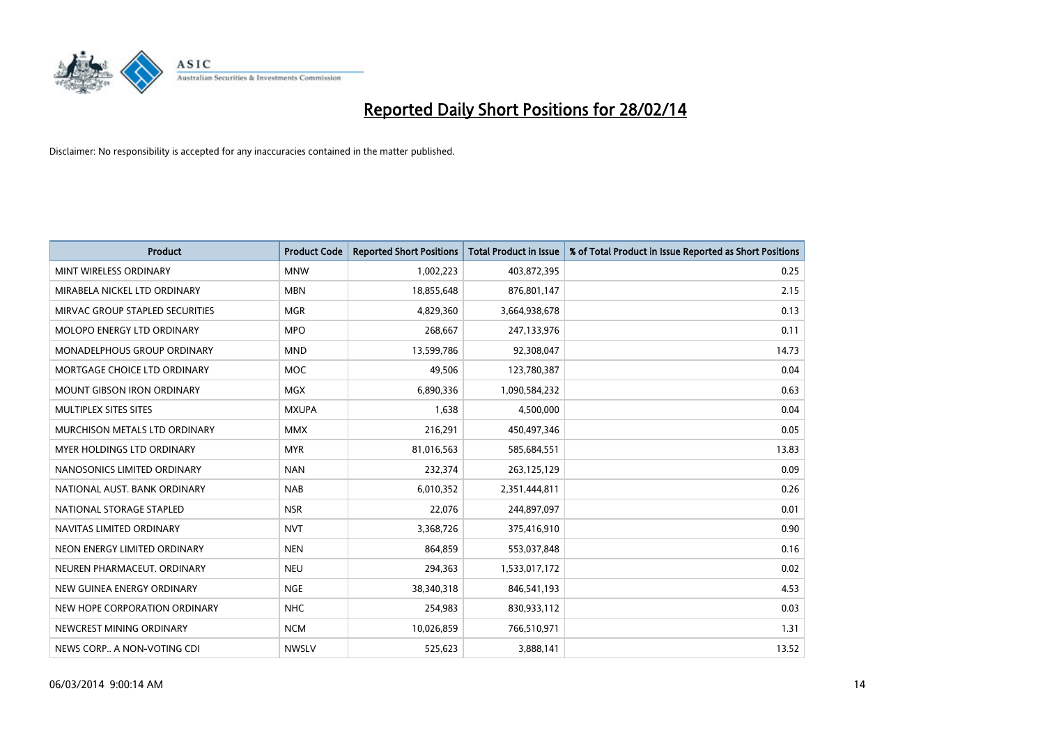# Reported Daily Short Positions for 28/02/14

Disclaimer: No responsibility is accepted for any inaccuracies contained in the matter published.

| Product | Product Code | Reported Short Positions | Total Product in Issue | % of Total Product in Issue Reported as Short Positions |
|---|---|---|---|---|
| MINT WIRELESS ORDINARY | MNW | 1,002,223 | 403,872,395 | 0.25 |
| MIRABELA NICKEL LTD ORDINARY | MBN | 18,855,648 | 876,801,147 | 2.15 |
| MIRVAC GROUP STAPLED SECURITIES | MGR | 4,829,360 | 3,664,938,678 | 0.13 |
| MOLOPO ENERGY LTD ORDINARY | MPO | 268,667 | 247,133,976 | 0.11 |
| MONADELPHOUS GROUP ORDINARY | MND | 13,599,786 | 92,308,047 | 14.73 |
| MORTGAGE CHOICE LTD ORDINARY | MOC | 49,506 | 123,780,387 | 0.04 |
| MOUNT GIBSON IRON ORDINARY | MGX | 6,890,336 | 1,090,584,232 | 0.63 |
| MULTIPLEX SITES SITES | MXUPA | 1,638 | 4,500,000 | 0.04 |
| MURCHISON METALS LTD ORDINARY | MMX | 216,291 | 450,497,346 | 0.05 |
| MYER HOLDINGS LTD ORDINARY | MYR | 81,016,563 | 585,684,551 | 13.83 |
| NANOSONICS LIMITED ORDINARY | NAN | 232,374 | 263,125,129 | 0.09 |
| NATIONAL AUST. BANK ORDINARY | NAB | 6,010,352 | 2,351,444,811 | 0.26 |
| NATIONAL STORAGE STAPLED | NSR | 22,076 | 244,897,097 | 0.01 |
| NAVITAS LIMITED ORDINARY | NVT | 3,368,726 | 375,416,910 | 0.90 |
| NEON ENERGY LIMITED ORDINARY | NEN | 864,859 | 553,037,848 | 0.16 |
| NEUREN PHARMACEUT. ORDINARY | NEU | 294,363 | 1,533,017,172 | 0.02 |
| NEW GUINEA ENERGY ORDINARY | NGE | 38,340,318 | 846,541,193 | 4.53 |
| NEW HOPE CORPORATION ORDINARY | NHC | 254,983 | 830,933,112 | 0.03 |
| NEWCREST MINING ORDINARY | NCM | 10,026,859 | 766,510,971 | 1.31 |
| NEWS CORP.. A NON-VOTING CDI | NWSLV | 525,623 | 3,888,141 | 13.52 |

06/03/2014 9:00:14 AM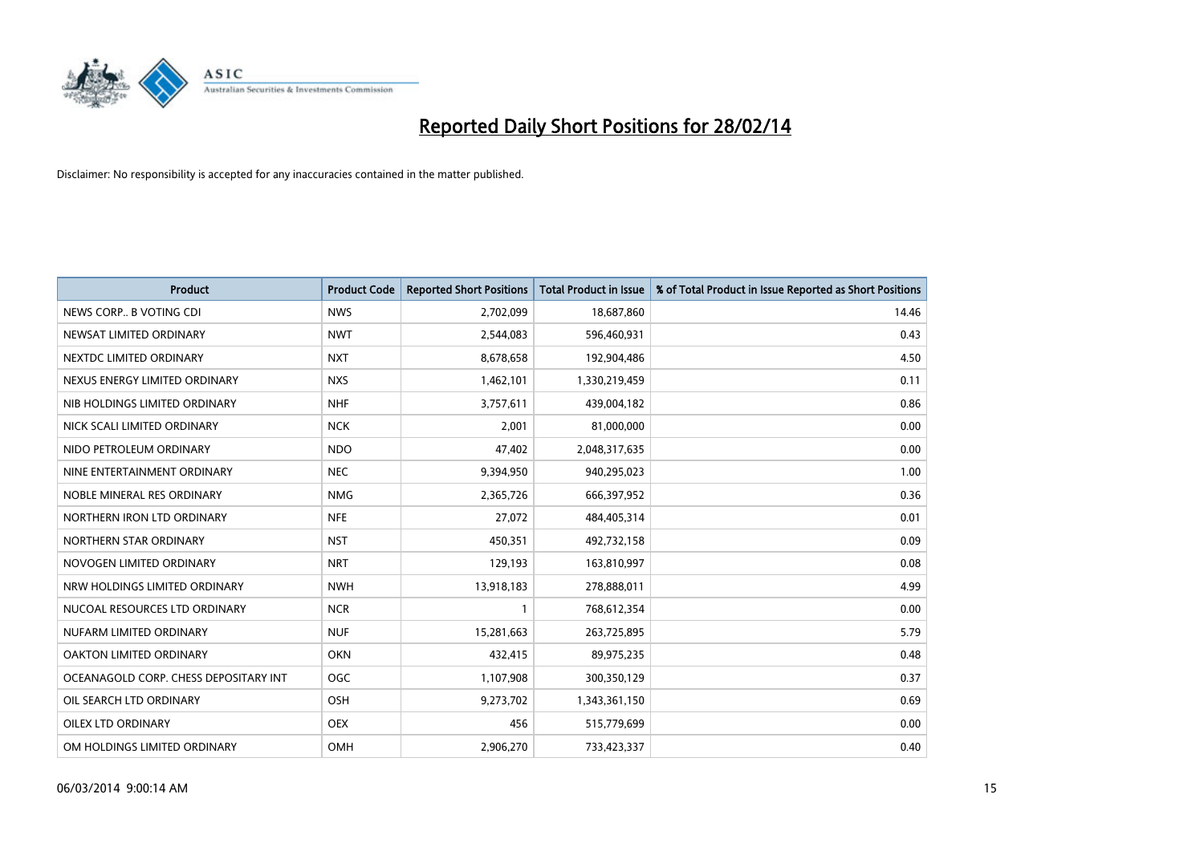# Reported Daily Short Positions for 28/02/14

Disclaimer: No responsibility is accepted for any inaccuracies contained in the matter published.

| Product | Product Code | Reported Short Positions | Total Product in Issue | % of Total Product in Issue Reported as Short Positions |
|---|---|---|---|---|
| NEWS CORP.. B VOTING CDI | NWS | 2,702,099 | 18,687,860 | 14.46 |
| NEWSAT LIMITED ORDINARY | NWT | 2,544,083 | 596,460,931 | 0.43 |
| NEXTDC LIMITED ORDINARY | NXT | 8,678,658 | 192,904,486 | 4.50 |
| NEXUS ENERGY LIMITED ORDINARY | NXS | 1,462,101 | 1,330,219,459 | 0.11 |
| NIB HOLDINGS LIMITED ORDINARY | NHF | 3,757,611 | 439,004,182 | 0.86 |
| NICK SCALI LIMITED ORDINARY | NCK | 2,001 | 81,000,000 | 0.00 |
| NIDO PETROLEUM ORDINARY | NDO | 47,402 | 2,048,317,635 | 0.00 |
| NINE ENTERTAINMENT ORDINARY | NEC | 9,394,950 | 940,295,023 | 1.00 |
| NOBLE MINERAL RES ORDINARY | NMG | 2,365,726 | 666,397,952 | 0.36 |
| NORTHERN IRON LTD ORDINARY | NFE | 27,072 | 484,405,314 | 0.01 |
| NORTHERN STAR ORDINARY | NST | 450,351 | 492,732,158 | 0.09 |
| NOVOGEN LIMITED ORDINARY | NRT | 129,193 | 163,810,997 | 0.08 |
| NRW HOLDINGS LIMITED ORDINARY | NWH | 13,918,183 | 278,888,011 | 4.99 |
| NUCOAL RESOURCES LTD ORDINARY | NCR | 1 | 768,612,354 | 0.00 |
| NUFARM LIMITED ORDINARY | NUF | 15,281,663 | 263,725,895 | 5.79 |
| OAKTON LIMITED ORDINARY | OKN | 432,415 | 89,975,235 | 0.48 |
| OCEANAGOLD CORP. CHESS DEPOSITARY INT | OGC | 1,107,908 | 300,350,129 | 0.37 |
| OIL SEARCH LTD ORDINARY | OSH | 9,273,702 | 1,343,361,150 | 0.69 |
| OILEX LTD ORDINARY | OEX | 456 | 515,779,699 | 0.00 |
| OM HOLDINGS LIMITED ORDINARY | OMH | 2,906,270 | 733,423,337 | 0.40 |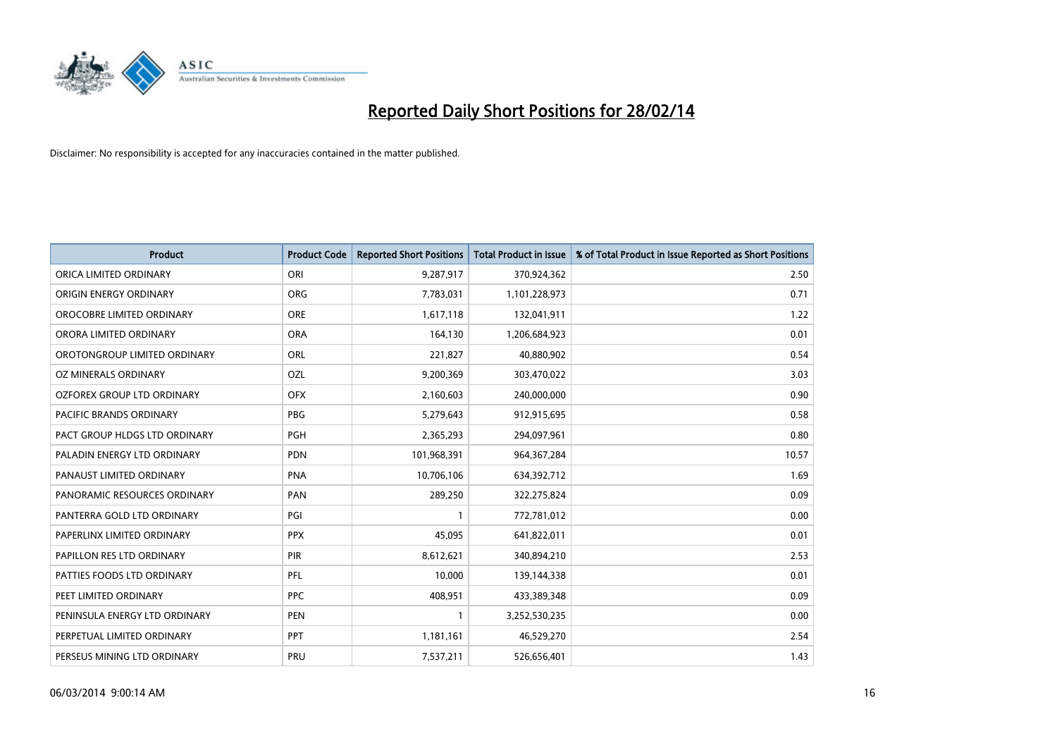# Reported Daily Short Positions for 28/02/14

Disclaimer: No responsibility is accepted for any inaccuracies contained in the matter published.

| Product | Product Code | Reported Short Positions | Total Product in Issue | % of Total Product in Issue Reported as Short Positions |
|---|---|---|---|---|
| ORICA LIMITED ORDINARY | ORI | 9,287,917 | 370,924,362 | 2.50 |
| ORIGIN ENERGY ORDINARY | ORG | 7,783,031 | 1,101,228,973 | 0.71 |
| OROCOBRE LIMITED ORDINARY | ORE | 1,617,118 | 132,041,911 | 1.22 |
| ORORA LIMITED ORDINARY | ORA | 164,130 | 1,206,684,923 | 0.01 |
| OROTONGROUP LIMITED ORDINARY | ORL | 221,827 | 40,880,902 | 0.54 |
| OZ MINERALS ORDINARY | OZL | 9,200,369 | 303,470,022 | 3.03 |
| OZFOREX GROUP LTD ORDINARY | OFX | 2,160,603 | 240,000,000 | 0.90 |
| PACIFIC BRANDS ORDINARY | PBG | 5,279,643 | 912,915,695 | 0.58 |
| PACT GROUP HLDGS LTD ORDINARY | PGH | 2,365,293 | 294,097,961 | 0.80 |
| PALADIN ENERGY LTD ORDINARY | PDN | 101,968,391 | 964,367,284 | 10.57 |
| PANAUST LIMITED ORDINARY | PNA | 10,706,106 | 634,392,712 | 1.69 |
| PANORAMIC RESOURCES ORDINARY | PAN | 289,250 | 322,275,824 | 0.09 |
| PANTERRA GOLD LTD ORDINARY | PGI | 1 | 772,781,012 | 0.00 |
| PAPERLINX LIMITED ORDINARY | PPX | 45,095 | 641,822,011 | 0.01 |
| PAPILLON RES LTD ORDINARY | PIR | 8,612,621 | 340,894,210 | 2.53 |
| PATTIES FOODS LTD ORDINARY | PFL | 10,000 | 139,144,338 | 0.01 |
| PEET LIMITED ORDINARY | PPC | 408,951 | 433,389,348 | 0.09 |
| PENINSULA ENERGY LTD ORDINARY | PEN | 1 | 3,252,530,235 | 0.00 |
| PERPETUAL LIMITED ORDINARY | PPT | 1,181,161 | 46,529,270 | 2.54 |
| PERSEUS MINING LTD ORDINARY | PRU | 7,537,211 | 526,656,401 | 1.43 |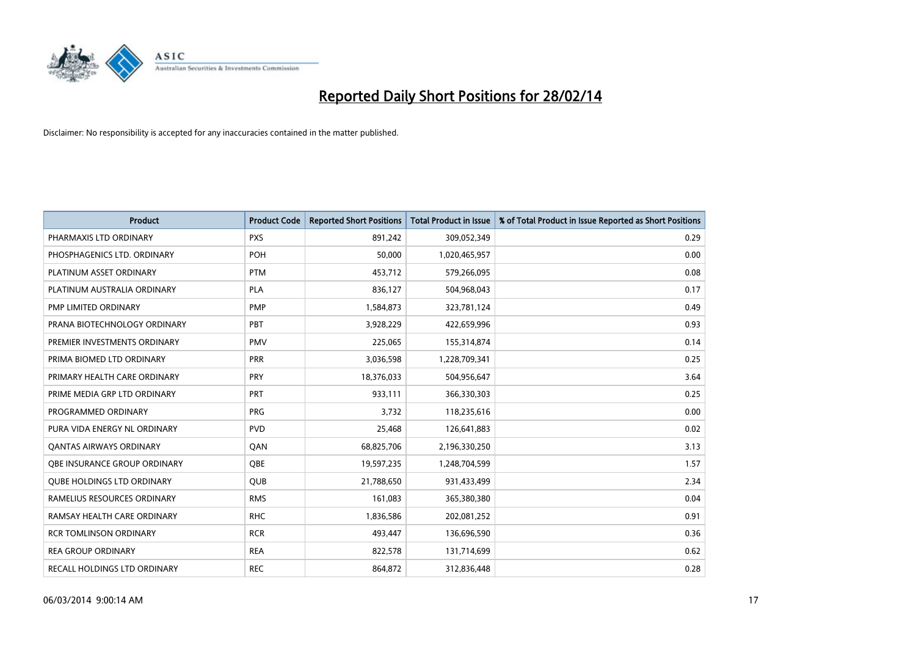# Reported Daily Short Positions for 28/02/14

Disclaimer: No responsibility is accepted for any inaccuracies contained in the matter published.

| Product | Product Code | Reported Short Positions | Total Product in Issue | % of Total Product in Issue Reported as Short Positions |
| --- | --- | --- | --- | --- |
| PHARMAXIS LTD ORDINARY | PXS | 891,242 | 309,052,349 | 0.29 |
| PHOSPHAGENICS LTD. ORDINARY | POH | 50,000 | 1,020,465,957 | 0.00 |
| PLATINUM ASSET ORDINARY | PTM | 453,712 | 579,266,095 | 0.08 |
| PLATINUM AUSTRALIA ORDINARY | PLA | 836,127 | 504,968,043 | 0.17 |
| PMP LIMITED ORDINARY | PMP | 1,584,873 | 323,781,124 | 0.49 |
| PRANA BIOTECHNOLOGY ORDINARY | PBT | 3,928,229 | 422,659,996 | 0.93 |
| PREMIER INVESTMENTS ORDINARY | PMV | 225,065 | 155,314,874 | 0.14 |
| PRIMA BIOMED LTD ORDINARY | PRR | 3,036,598 | 1,228,709,341 | 0.25 |
| PRIMARY HEALTH CARE ORDINARY | PRY | 18,376,033 | 504,956,647 | 3.64 |
| PRIME MEDIA GRP LTD ORDINARY | PRT | 933,111 | 366,330,303 | 0.25 |
| PROGRAMMED ORDINARY | PRG | 3,732 | 118,235,616 | 0.00 |
| PURA VIDA ENERGY NL ORDINARY | PVD | 25,468 | 126,641,883 | 0.02 |
| QANTAS AIRWAYS ORDINARY | QAN | 68,825,706 | 2,196,330,250 | 3.13 |
| QBE INSURANCE GROUP ORDINARY | QBE | 19,597,235 | 1,248,704,599 | 1.57 |
| QUBE HOLDINGS LTD ORDINARY | QUB | 21,788,650 | 931,433,499 | 2.34 |
| RAMELIUS RESOURCES ORDINARY | RMS | 161,083 | 365,380,380 | 0.04 |
| RAMSAY HEALTH CARE ORDINARY | RHC | 1,836,586 | 202,081,252 | 0.91 |
| RCR TOMLINSON ORDINARY | RCR | 493,447 | 136,696,590 | 0.36 |
| REA GROUP ORDINARY | REA | 822,578 | 131,714,699 | 0.62 |
| RECALL HOLDINGS LTD ORDINARY | REC | 864,872 | 312,836,448 | 0.28 |

06/03/2014 9:00:14 AM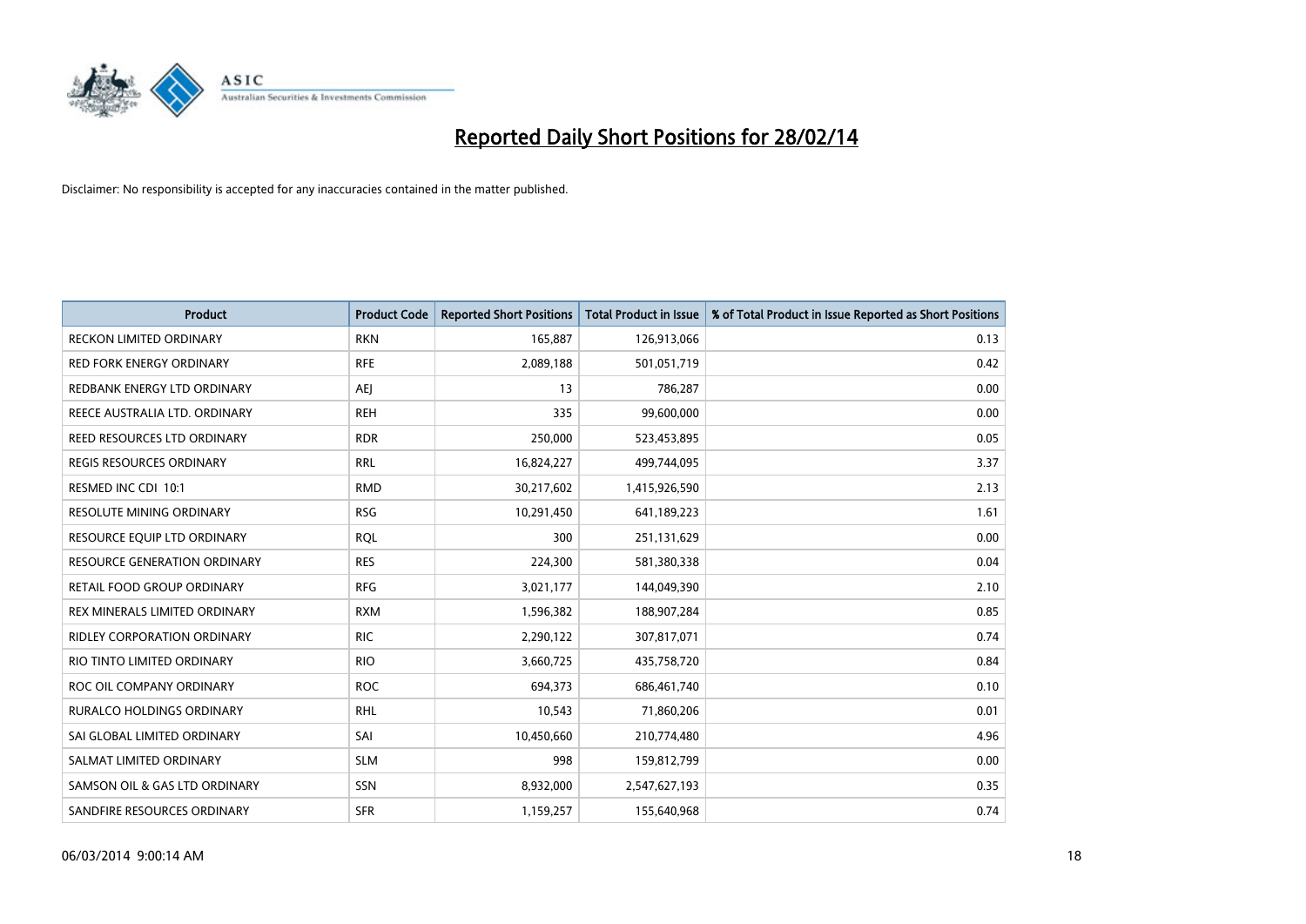# Reported Daily Short Positions for 28/02/14

Disclaimer: No responsibility is accepted for any inaccuracies contained in the matter published.

| Product | Product Code | Reported Short Positions | Total Product in Issue | % of Total Product in Issue Reported as Short Positions |
|---|---|---|---|---|
| RECKON LIMITED ORDINARY | RKN | 165,887 | 126,913,066 | 0.13 |
| RED FORK ENERGY ORDINARY | RFE | 2,089,188 | 501,051,719 | 0.42 |
| REDBANK ENERGY LTD ORDINARY | AEJ | 13 | 786,287 | 0.00 |
| REECE AUSTRALIA LTD. ORDINARY | REH | 335 | 99,600,000 | 0.00 |
| REED RESOURCES LTD ORDINARY | RDR | 250,000 | 523,453,895 | 0.05 |
| REGIS RESOURCES ORDINARY | RRL | 16,824,227 | 499,744,095 | 3.37 |
| RESMED INC CDI 10:1 | RMD | 30,217,602 | 1,415,926,590 | 2.13 |
| RESOLUTE MINING ORDINARY | RSG | 10,291,450 | 641,189,223 | 1.61 |
| RESOURCE EQUIP LTD ORDINARY | RQL | 300 | 251,131,629 | 0.00 |
| RESOURCE GENERATION ORDINARY | RES | 224,300 | 581,380,338 | 0.04 |
| RETAIL FOOD GROUP ORDINARY | RFG | 3,021,177 | 144,049,390 | 2.10 |
| REX MINERALS LIMITED ORDINARY | RXM | 1,596,382 | 188,907,284 | 0.85 |
| RIDLEY CORPORATION ORDINARY | RIC | 2,290,122 | 307,817,071 | 0.74 |
| RIO TINTO LIMITED ORDINARY | RIO | 3,660,725 | 435,758,720 | 0.84 |
| ROC OIL COMPANY ORDINARY | ROC | 694,373 | 686,461,740 | 0.10 |
| RURALCO HOLDINGS ORDINARY | RHL | 10,543 | 71,860,206 | 0.01 |
| SAI GLOBAL LIMITED ORDINARY | SAI | 10,450,660 | 210,774,480 | 4.96 |
| SALMAT LIMITED ORDINARY | SLM | 998 | 159,812,799 | 0.00 |
| SAMSON OIL & GAS LTD ORDINARY | SSN | 8,932,000 | 2,547,627,193 | 0.35 |
| SANDFIRE RESOURCES ORDINARY | SFR | 1,159,257 | 155,640,968 | 0.74 |

06/03/2014 9:00:14 AM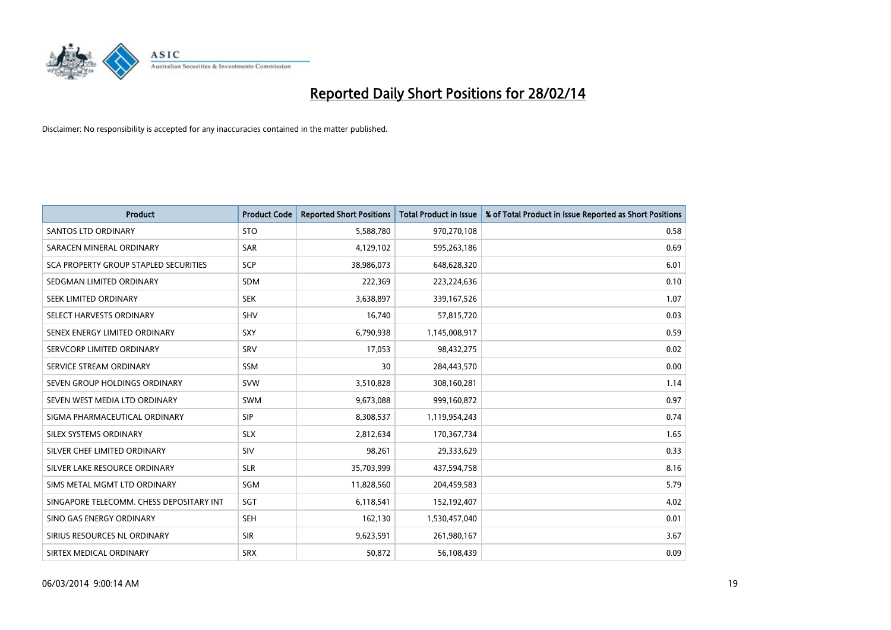# Reported Daily Short Positions for 28/02/14

Disclaimer: No responsibility is accepted for any inaccuracies contained in the matter published.

| Product | Product Code | Reported Short Positions | Total Product in Issue | % of Total Product in Issue Reported as Short Positions |
|---|---|---|---|---|
| SANTOS LTD ORDINARY | STO | 5,588,780 | 970,270,108 | 0.58 |
| SARACEN MINERAL ORDINARY | SAR | 4,129,102 | 595,263,186 | 0.69 |
| SCA PROPERTY GROUP STAPLED SECURITIES | SCP | 38,986,073 | 648,628,320 | 6.01 |
| SEDGMAN LIMITED ORDINARY | SDM | 222,369 | 223,224,636 | 0.10 |
| SEEK LIMITED ORDINARY | SEK | 3,638,897 | 339,167,526 | 1.07 |
| SELECT HARVESTS ORDINARY | SHV | 16,740 | 57,815,720 | 0.03 |
| SENEX ENERGY LIMITED ORDINARY | SXY | 6,790,938 | 1,145,008,917 | 0.59 |
| SERVCORP LIMITED ORDINARY | SRV | 17,053 | 98,432,275 | 0.02 |
| SERVICE STREAM ORDINARY | SSM | 30 | 284,443,570 | 0.00 |
| SEVEN GROUP HOLDINGS ORDINARY | SVW | 3,510,828 | 308,160,281 | 1.14 |
| SEVEN WEST MEDIA LTD ORDINARY | SWM | 9,673,088 | 999,160,872 | 0.97 |
| SIGMA PHARMACEUTICAL ORDINARY | SIP | 8,308,537 | 1,119,954,243 | 0.74 |
| SILEX SYSTEMS ORDINARY | SLX | 2,812,634 | 170,367,734 | 1.65 |
| SILVER CHEF LIMITED ORDINARY | SIV | 98,261 | 29,333,629 | 0.33 |
| SILVER LAKE RESOURCE ORDINARY | SLR | 35,703,999 | 437,594,758 | 8.16 |
| SIMS METAL MGMT LTD ORDINARY | SGM | 11,828,560 | 204,459,583 | 5.79 |
| SINGAPORE TELECOMM. CHESS DEPOSITARY INT | SGT | 6,118,541 | 152,192,407 | 4.02 |
| SINO GAS ENERGY ORDINARY | SEH | 162,130 | 1,530,457,040 | 0.01 |
| SIRIUS RESOURCES NL ORDINARY | SIR | 9,623,591 | 261,980,167 | 3.67 |
| SIRTEX MEDICAL ORDINARY | SRX | 50,872 | 56,108,439 | 0.09 |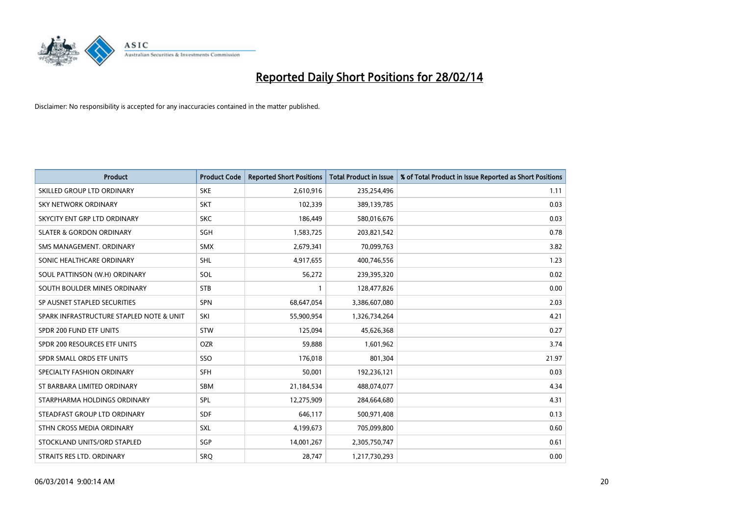# Reported Daily Short Positions for 28/02/14

Disclaimer: No responsibility is accepted for any inaccuracies contained in the matter published.

| Product | Product Code | Reported Short Positions | Total Product in Issue | % of Total Product in Issue Reported as Short Positions |
|---|---|---|---|---|
| SKILLED GROUP LTD ORDINARY | SKE | 2,610,916 | 235,254,496 | 1.11 |
| SKY NETWORK ORDINARY | SKT | 102,339 | 389,139,785 | 0.03 |
| SKYCITY ENT GRP LTD ORDINARY | SKC | 186,449 | 580,016,676 | 0.03 |
| SLATER & GORDON ORDINARY | SGH | 1,583,725 | 203,821,542 | 0.78 |
| SMS MANAGEMENT. ORDINARY | SMX | 2,679,341 | 70,099,763 | 3.82 |
| SONIC HEALTHCARE ORDINARY | SHL | 4,917,655 | 400,746,556 | 1.23 |
| SOUL PATTINSON (W.H) ORDINARY | SOL | 56,272 | 239,395,320 | 0.02 |
| SOUTH BOULDER MINES ORDINARY | STB | 1 | 128,477,826 | 0.00 |
| SP AUSNET STAPLED SECURITIES | SPN | 68,647,054 | 3,386,607,080 | 2.03 |
| SPARK INFRASTRUCTURE STAPLED NOTE & UNIT | SKI | 55,900,954 | 1,326,734,264 | 4.21 |
| SPDR 200 FUND ETF UNITS | STW | 125,094 | 45,626,368 | 0.27 |
| SPDR 200 RESOURCES ETF UNITS | OZR | 59,888 | 1,601,962 | 3.74 |
| SPDR SMALL ORDS ETF UNITS | SSO | 176,018 | 801,304 | 21.97 |
| SPECIALTY FASHION ORDINARY | SFH | 50,001 | 192,236,121 | 0.03 |
| ST BARBARA LIMITED ORDINARY | SBM | 21,184,534 | 488,074,077 | 4.34 |
| STARPHARMA HOLDINGS ORDINARY | SPL | 12,275,909 | 284,664,680 | 4.31 |
| STEADFAST GROUP LTD ORDINARY | SDF | 646,117 | 500,971,408 | 0.13 |
| STHN CROSS MEDIA ORDINARY | SXL | 4,199,673 | 705,099,800 | 0.60 |
| STOCKLAND UNITS/ORD STAPLED | SGP | 14,001,267 | 2,305,750,747 | 0.61 |
| STRAITS RES LTD. ORDINARY | SRQ | 28,747 | 1,217,730,293 | 0.00 |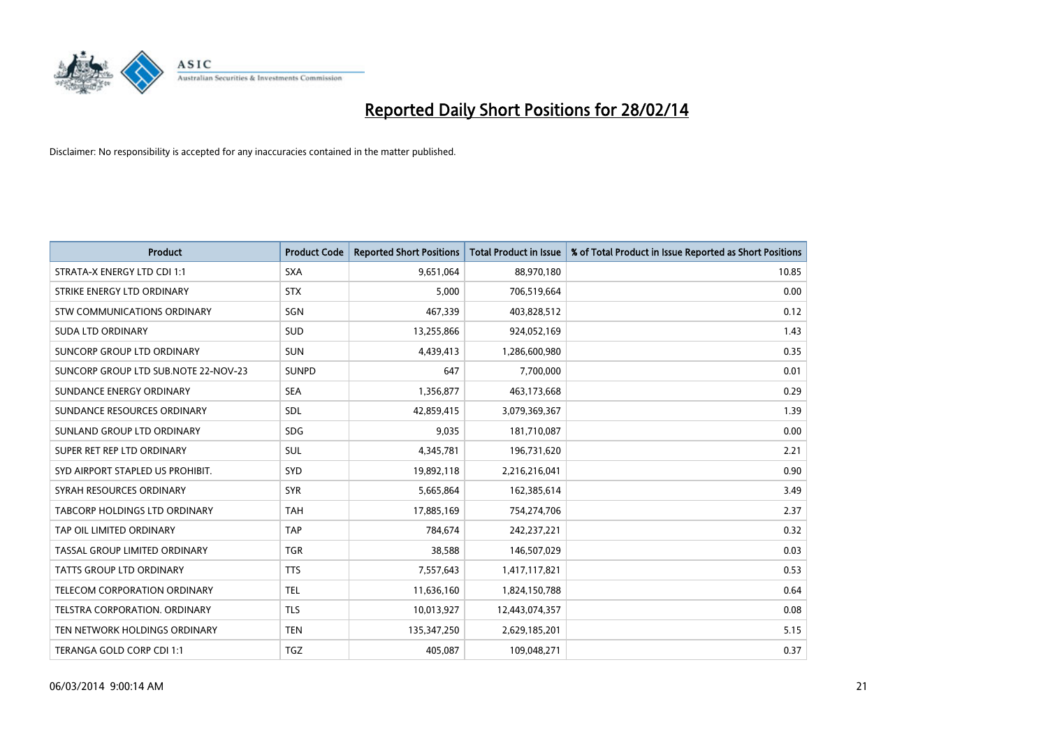# Reported Daily Short Positions for 28/02/14

Disclaimer: No responsibility is accepted for any inaccuracies contained in the matter published.

| Product | Product Code | Reported Short Positions | Total Product in Issue | % of Total Product in Issue Reported as Short Positions |
|---|---|---|---|---|
| STRATA-X ENERGY LTD CDI 1:1 | SXA | 9,651,064 | 88,970,180 | 10.85 |
| STRIKE ENERGY LTD ORDINARY | STX | 5,000 | 706,519,664 | 0.00 |
| STW COMMUNICATIONS ORDINARY | SGN | 467,339 | 403,828,512 | 0.12 |
| SUDA LTD ORDINARY | SUD | 13,255,866 | 924,052,169 | 1.43 |
| SUNCORP GROUP LTD ORDINARY | SUN | 4,439,413 | 1,286,600,980 | 0.35 |
| SUNCORP GROUP LTD SUB.NOTE 22-NOV-23 | SUNPD | 647 | 7,700,000 | 0.01 |
| SUNDANCE ENERGY ORDINARY | SEA | 1,356,877 | 463,173,668 | 0.29 |
| SUNDANCE RESOURCES ORDINARY | SDL | 42,859,415 | 3,079,369,367 | 1.39 |
| SUNLAND GROUP LTD ORDINARY | SDG | 9,035 | 181,710,087 | 0.00 |
| SUPER RET REP LTD ORDINARY | SUL | 4,345,781 | 196,731,620 | 2.21 |
| SYD AIRPORT STAPLED US PROHIBIT. | SYD | 19,892,118 | 2,216,216,041 | 0.90 |
| SYRAH RESOURCES ORDINARY | SYR | 5,665,864 | 162,385,614 | 3.49 |
| TABCORP HOLDINGS LTD ORDINARY | TAH | 17,885,169 | 754,274,706 | 2.37 |
| TAP OIL LIMITED ORDINARY | TAP | 784,674 | 242,237,221 | 0.32 |
| TASSAL GROUP LIMITED ORDINARY | TGR | 38,588 | 146,507,029 | 0.03 |
| TATTS GROUP LTD ORDINARY | TTS | 7,557,643 | 1,417,117,821 | 0.53 |
| TELECOM CORPORATION ORDINARY | TEL | 11,636,160 | 1,824,150,788 | 0.64 |
| TELSTRA CORPORATION. ORDINARY | TLS | 10,013,927 | 12,443,074,357 | 0.08 |
| TEN NETWORK HOLDINGS ORDINARY | TEN | 135,347,250 | 2,629,185,201 | 5.15 |
| TERANGA GOLD CORP CDI 1:1 | TGZ | 405,087 | 109,048,271 | 0.37 |

06/03/2014 9:00:14 AM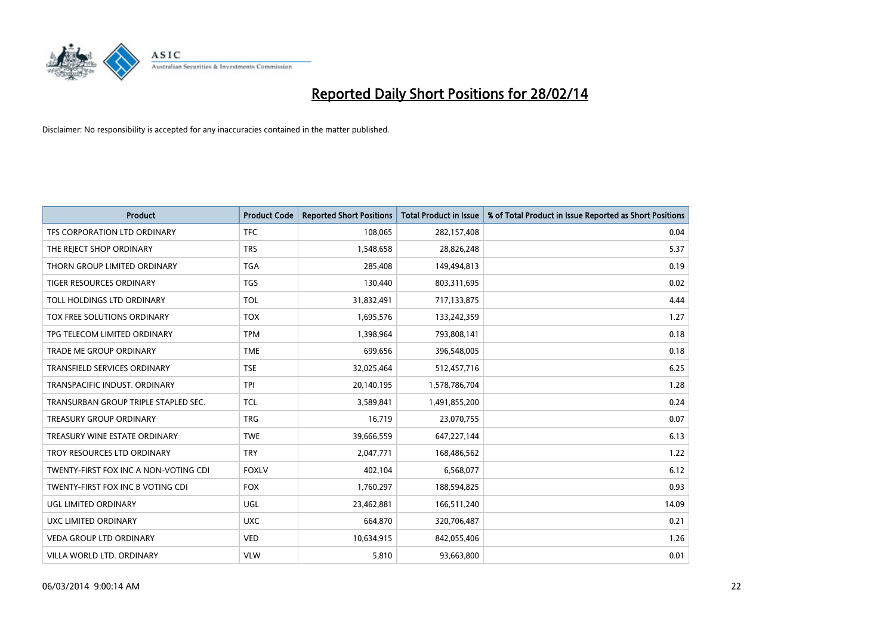# Reported Daily Short Positions for 28/02/14

Disclaimer: No responsibility is accepted for any inaccuracies contained in the matter published.

| Product | Product Code | Reported Short Positions | Total Product in Issue | % of Total Product in Issue Reported as Short Positions |
|---|---|---|---|---|
| TFS CORPORATION LTD ORDINARY | TFC | 108,065 | 282,157,408 | 0.04 |
| THE REJECT SHOP ORDINARY | TRS | 1,548,658 | 28,826,248 | 5.37 |
| THORN GROUP LIMITED ORDINARY | TGA | 285,408 | 149,494,813 | 0.19 |
| TIGER RESOURCES ORDINARY | TGS | 130,440 | 803,311,695 | 0.02 |
| TOLL HOLDINGS LTD ORDINARY | TOL | 31,832,491 | 717,133,875 | 4.44 |
| TOX FREE SOLUTIONS ORDINARY | TOX | 1,695,576 | 133,242,359 | 1.27 |
| TPG TELECOM LIMITED ORDINARY | TPM | 1,398,964 | 793,808,141 | 0.18 |
| TRADE ME GROUP ORDINARY | TME | 699,656 | 396,548,005 | 0.18 |
| TRANSFIELD SERVICES ORDINARY | TSE | 32,025,464 | 512,457,716 | 6.25 |
| TRANSPACIFIC INDUST. ORDINARY | TPI | 20,140,195 | 1,578,786,704 | 1.28 |
| TRANSURBAN GROUP TRIPLE STAPLED SEC. | TCL | 3,589,841 | 1,491,855,200 | 0.24 |
| TREASURY GROUP ORDINARY | TRG | 16,719 | 23,070,755 | 0.07 |
| TREASURY WINE ESTATE ORDINARY | TWE | 39,666,559 | 647,227,144 | 6.13 |
| TROY RESOURCES LTD ORDINARY | TRY | 2,047,771 | 168,486,562 | 1.22 |
| TWENTY-FIRST FOX INC A NON-VOTING CDI | FOXLV | 402,104 | 6,568,077 | 6.12 |
| TWENTY-FIRST FOX INC B VOTING CDI | FOX | 1,760,297 | 188,594,825 | 0.93 |
| UGL LIMITED ORDINARY | UGL | 23,462,881 | 166,511,240 | 14.09 |
| UXC LIMITED ORDINARY | UXC | 664,870 | 320,706,487 | 0.21 |
| VEDA GROUP LTD ORDINARY | VED | 10,634,915 | 842,055,406 | 1.26 |
| VILLA WORLD LTD. ORDINARY | VLW | 5,810 | 93,663,800 | 0.01 |

06/03/2014 9:00:14 AM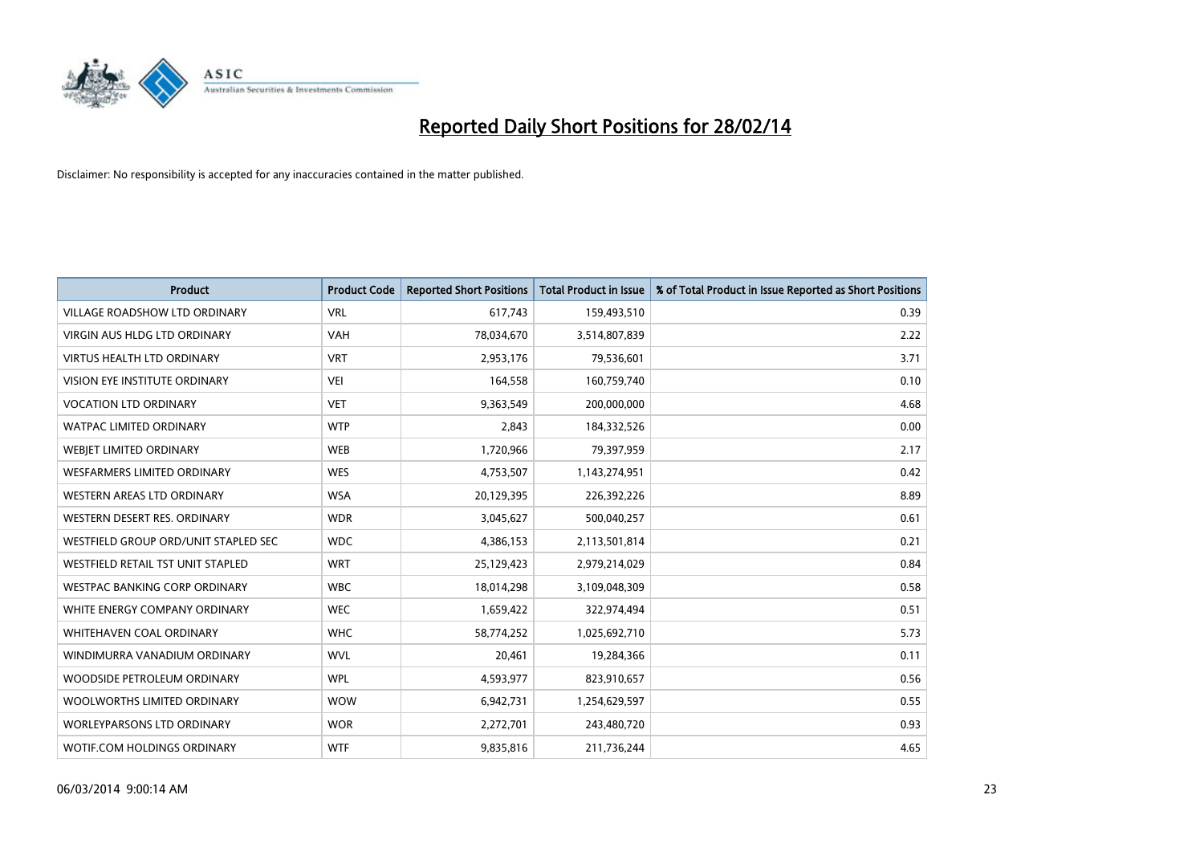# Reported Daily Short Positions for 28/02/14

Disclaimer: No responsibility is accepted for any inaccuracies contained in the matter published.

| Product | Product Code | Reported Short Positions | Total Product in Issue | % of Total Product in Issue Reported as Short Positions |
|---|---|---|---|---|
| VILLAGE ROADSHOW LTD ORDINARY | VRL | 617,743 | 159,493,510 | 0.39 |
| VIRGIN AUS HLDG LTD ORDINARY | VAH | 78,034,670 | 3,514,807,839 | 2.22 |
| VIRTUS HEALTH LTD ORDINARY | VRT | 2,953,176 | 79,536,601 | 3.71 |
| VISION EYE INSTITUTE ORDINARY | VEI | 164,558 | 160,759,740 | 0.10 |
| VOCATION LTD ORDINARY | VET | 9,363,549 | 200,000,000 | 4.68 |
| WATPAC LIMITED ORDINARY | WTP | 2,843 | 184,332,526 | 0.00 |
| WEBJET LIMITED ORDINARY | WEB | 1,720,966 | 79,397,959 | 2.17 |
| WESFARMERS LIMITED ORDINARY | WES | 4,753,507 | 1,143,274,951 | 0.42 |
| WESTERN AREAS LTD ORDINARY | WSA | 20,129,395 | 226,392,226 | 8.89 |
| WESTERN DESERT RES. ORDINARY | WDR | 3,045,627 | 500,040,257 | 0.61 |
| WESTFIELD GROUP ORD/UNIT STAPLED SEC | WDC | 4,386,153 | 2,113,501,814 | 0.21 |
| WESTFIELD RETAIL TST UNIT STAPLED | WRT | 25,129,423 | 2,979,214,029 | 0.84 |
| WESTPAC BANKING CORP ORDINARY | WBC | 18,014,298 | 3,109,048,309 | 0.58 |
| WHITE ENERGY COMPANY ORDINARY | WEC | 1,659,422 | 322,974,494 | 0.51 |
| WHITEHAVEN COAL ORDINARY | WHC | 58,774,252 | 1,025,692,710 | 5.73 |
| WINDIMURRA VANADIUM ORDINARY | WVL | 20,461 | 19,284,366 | 0.11 |
| WOODSIDE PETROLEUM ORDINARY | WPL | 4,593,977 | 823,910,657 | 0.56 |
| WOOLWORTHS LIMITED ORDINARY | WOW | 6,942,731 | 1,254,629,597 | 0.55 |
| WORLEYPARSONS LTD ORDINARY | WOR | 2,272,701 | 243,480,720 | 0.93 |
| WOTIF.COM HOLDINGS ORDINARY | WTF | 9,835,816 | 211,736,244 | 4.65 |

06/03/2014 9:00:14 AM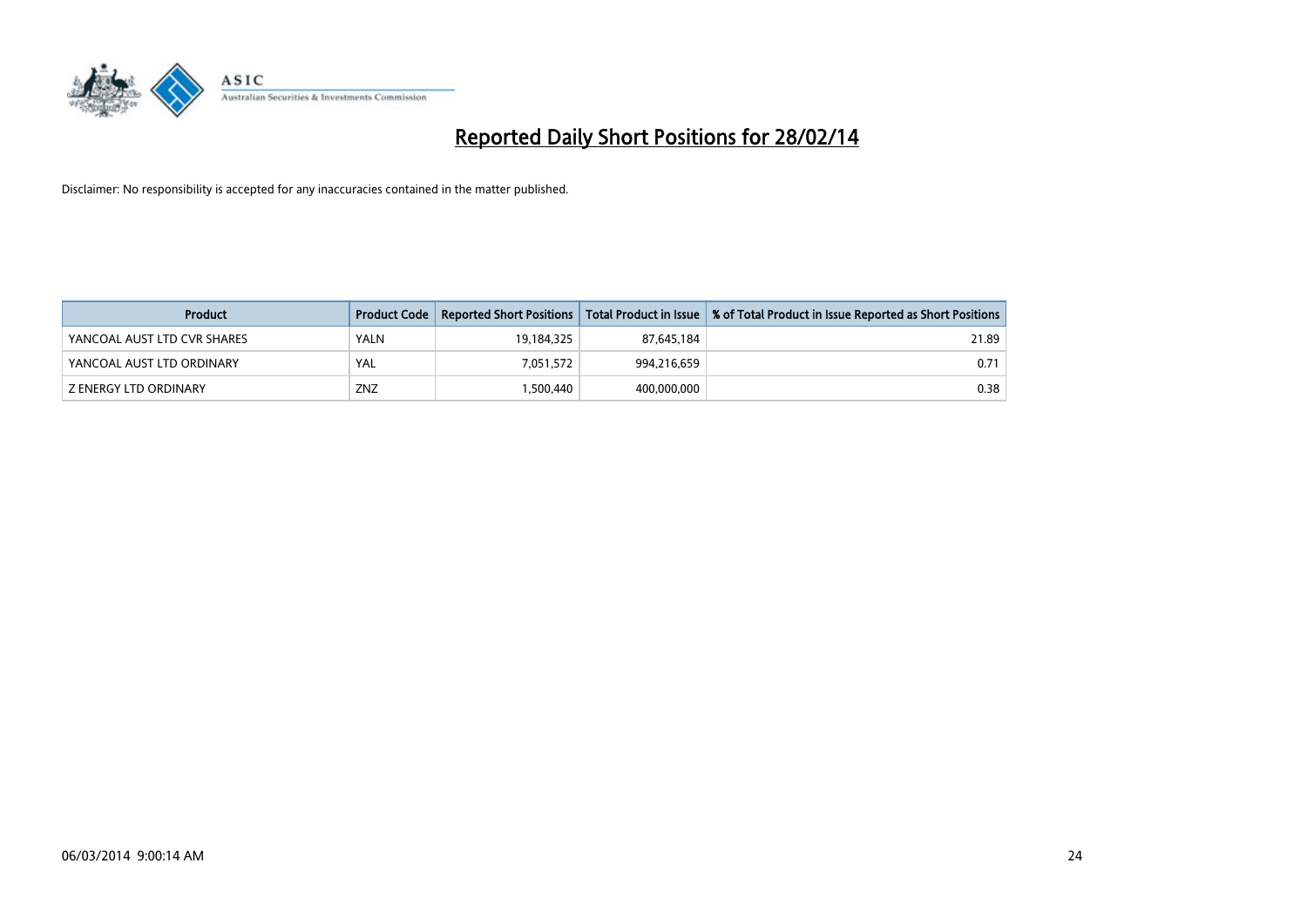# Reported Daily Short Positions for 28/02/14

Disclaimer: No responsibility is accepted for any inaccuracies contained in the matter published.

| Product | Product Code | Reported Short Positions | Total Product in Issue | % of Total Product in Issue Reported as Short Positions |
|---|---|---|---|---|
| YANCOAL AUST LTD CVR SHARES | YALN | 19,184,325 | 87,645,184 | 21.89 |
| YANCOAL AUST LTD ORDINARY | YAL | 7,051,572 | 994,216,659 | 0.71 |
| Z ENERGY LTD ORDINARY | ZNZ | 1,500,440 | 400,000,000 | 0.38 |